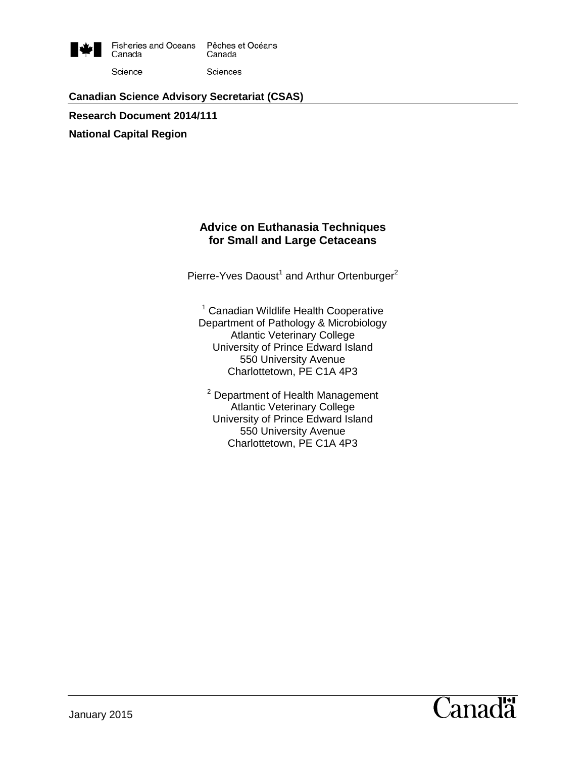Fisheries and Oceans Canada | Pêches et Océans Canada

Science | Sciences

**Canadian Science Advisory Secretariat (CSAS)**

**Research Document 2014/111**

**National Capital Region**

# Advice on Euthanasia Techniques for Small and Large Cetaceans

Pierre-Yves Daoust[1] and Arthur Ortenburger[2]

[1] Canadian Wildlife Health Cooperative
Department of Pathology & Microbiology
Atlantic Veterinary College
University of Prince Edward Island
550 University Avenue
Charlottetown, PE C1A 4P3

[2] Department of Health Management
Atlantic Veterinary College
University of Prince Edward Island
550 University Avenue
Charlottetown, PE C1A 4P3

January 2015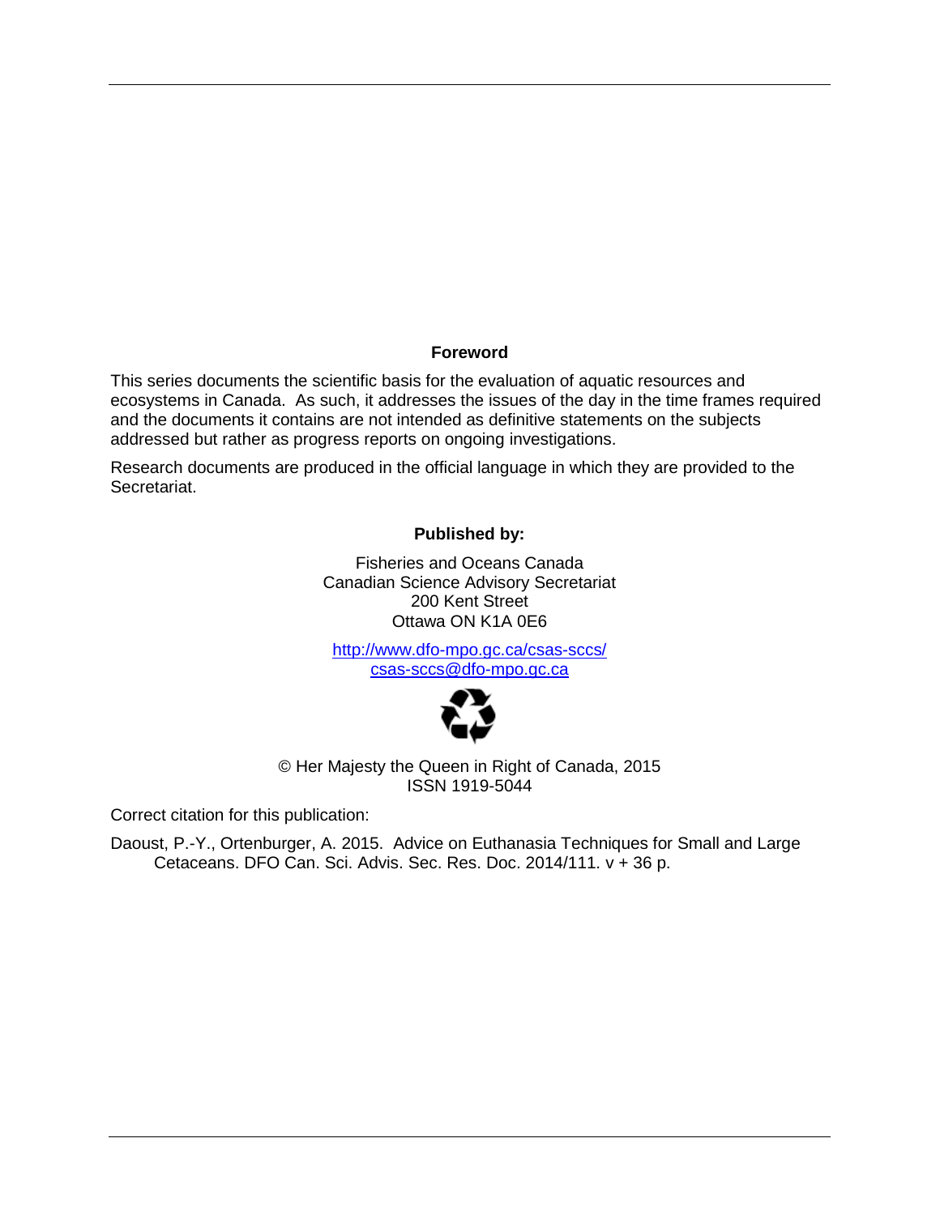## Foreword

This series documents the scientific basis for the evaluation of aquatic resources and ecosystems in Canada. As such, it addresses the issues of the day in the time frames required and the documents it contains are not intended as definitive statements on the subjects addressed but rather as progress reports on ongoing investigations.

Research documents are produced in the official language in which they are provided to the Secretariat.

**Published by:**

Fisheries and Oceans Canada
Canadian Science Advisory Secretariat
200 Kent Street
Ottawa ON K1A 0E6

http://www.dfo-mpo.gc.ca/csas-sccs/
csas-sccs@dfo-mpo.gc.ca

© Her Majesty the Queen in Right of Canada, 2015
ISSN 1919-5044

Correct citation for this publication:

Daoust, P.-Y., Ortenburger, A. 2015. Advice on Euthanasia Techniques for Small and Large Cetaceans. DFO Can. Sci. Advis. Sec. Res. Doc. 2014/111. v + 36 p.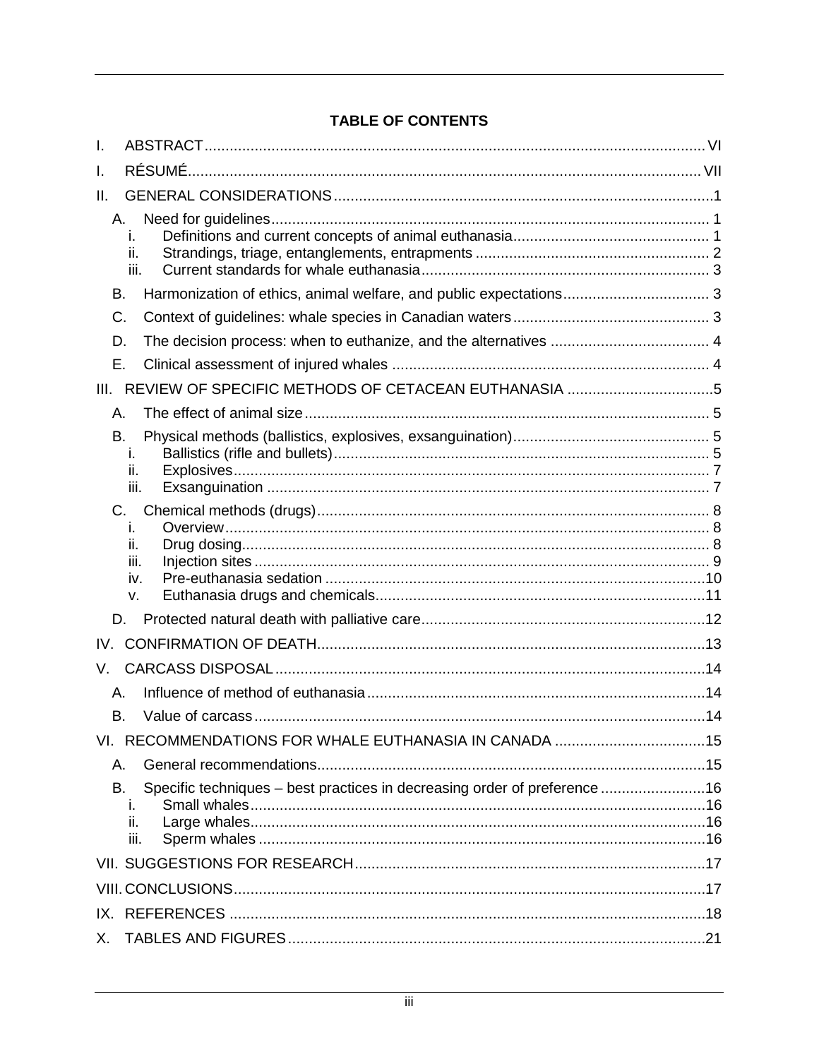**TABLE OF CONTENTS**

I. ABSTRACT ..... VI

I. RÉSUMÉ ..... VII

II. GENERAL CONSIDERATIONS ..... 1

- A. Need for guidelines ..... 1
  - i. Definitions and current concepts of animal euthanasia ..... 1
  - ii. Strandings, triage, entanglements, entrapments ..... 2
  - iii. Current standards for whale euthanasia ..... 3
- B. Harmonization of ethics, animal welfare, and public expectations ..... 3
- C. Context of guidelines: whale species in Canadian waters ..... 3
- D. The decision process: when to euthanize, and the alternatives ..... 4
- E. Clinical assessment of injured whales ..... 4

III. REVIEW OF SPECIFIC METHODS OF CETACEAN EUTHANASIA ..... 5

- A. The effect of animal size ..... 5
- B. Physical methods (ballistics, explosives, exsanguination) ..... 5
  - i. Ballistics (rifle and bullets) ..... 5
  - ii. Explosives ..... 7
  - iii. Exsanguination ..... 7
- C. Chemical methods (drugs) ..... 8
  - i. Overview ..... 8
  - ii. Drug dosing ..... 8
  - iii. Injection sites ..... 9
  - iv. Pre-euthanasia sedation ..... 10
  - v. Euthanasia drugs and chemicals ..... 11
- D. Protected natural death with palliative care ..... 12

IV. CONFIRMATION OF DEATH ..... 13

V. CARCASS DISPOSAL ..... 14

- A. Influence of method of euthanasia ..... 14
- B. Value of carcass ..... 14

VI. RECOMMENDATIONS FOR WHALE EUTHANASIA IN CANADA ..... 15

- A. General recommendations ..... 15
- B. Specific techniques – best practices in decreasing order of preference ..... 16
  - i. Small whales ..... 16
  - ii. Large whales ..... 16
  - iii. Sperm whales ..... 16

VII. SUGGESTIONS FOR RESEARCH ..... 17

VIII. CONCLUSIONS ..... 17

IX. REFERENCES ..... 18

X. TABLES AND FIGURES ..... 21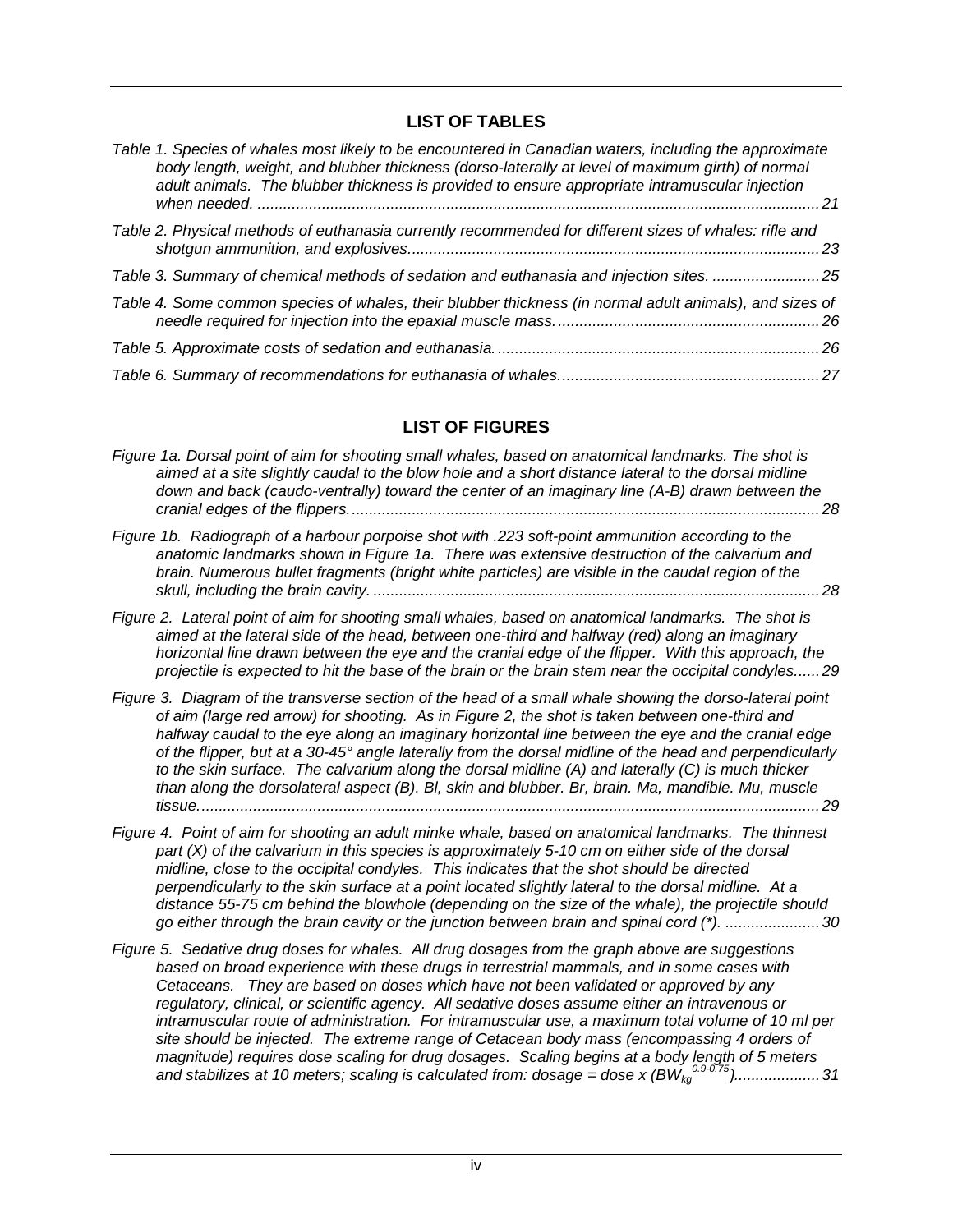## LIST OF TABLES

*Table 1. Species of whales most likely to be encountered in Canadian waters, including the approximate body length, weight, and blubber thickness (dorso-laterally at level of maximum girth) of normal adult animals. The blubber thickness is provided to ensure appropriate intramuscular injection when needed. ....................21*

*Table 2. Physical methods of euthanasia currently recommended for different sizes of whales: rifle and shotgun ammunition, and explosives....................23*

*Table 3. Summary of chemical methods of sedation and euthanasia and injection sites. ....................25*

*Table 4. Some common species of whales, their blubber thickness (in normal adult animals), and sizes of needle required for injection into the epaxial muscle mass....................26*

*Table 5. Approximate costs of sedation and euthanasia....................26*

*Table 6. Summary of recommendations for euthanasia of whales....................27*

## LIST OF FIGURES

*Figure 1a. Dorsal point of aim for shooting small whales, based on anatomical landmarks. The shot is aimed at a site slightly caudal to the blow hole and a short distance lateral to the dorsal midline down and back (caudo-ventrally) toward the center of an imaginary line (A-B) drawn between the cranial edges of the flippers....................28*

*Figure 1b. Radiograph of a harbour porpoise shot with .223 soft-point ammunition according to the anatomic landmarks shown in Figure 1a. There was extensive destruction of the calvarium and brain. Numerous bullet fragments (bright white particles) are visible in the caudal region of the skull, including the brain cavity. ....................28*

*Figure 2. Lateral point of aim for shooting small whales, based on anatomical landmarks. The shot is aimed at the lateral side of the head, between one-third and halfway (red) along an imaginary horizontal line drawn between the eye and the cranial edge of the flipper. With this approach, the projectile is expected to hit the base of the brain or the brain stem near the occipital condyles......29*

*Figure 3. Diagram of the transverse section of the head of a small whale showing the dorso-lateral point of aim (large red arrow) for shooting. As in Figure 2, the shot is taken between one-third and halfway caudal to the eye along an imaginary horizontal line between the eye and the cranial edge of the flipper, but at a 30-45° angle laterally from the dorsal midline of the head and perpendicularly to the skin surface. The calvarium along the dorsal midline (A) and laterally (C) is much thicker than along the dorsolateral aspect (B). Bl, skin and blubber. Br, brain. Ma, mandible. Mu, muscle tissue....................29*

*Figure 4. Point of aim for shooting an adult minke whale, based on anatomical landmarks. The thinnest part (X) of the calvarium in this species is approximately 5-10 cm on either side of the dorsal midline, close to the occipital condyles. This indicates that the shot should be directed perpendicularly to the skin surface at a point located slightly lateral to the dorsal midline. At a distance 55-75 cm behind the blowhole (depending on the size of the whale), the projectile should go either through the brain cavity or the junction between brain and spinal cord (\*). ....................30*

*Figure 5. Sedative drug doses for whales. All drug dosages from the graph above are suggestions based on broad experience with these drugs in terrestrial mammals, and in some cases with Cetaceans. They are based on doses which have not been validated or approved by any regulatory, clinical, or scientific agency. All sedative doses assume either an intravenous or intramuscular route of administration. For intramuscular use, a maximum total volume of 10 ml per site should be injected. The extreme range of Cetacean body mass (encompassing 4 orders of magnitude) requires dose scaling for drug dosages. Scaling begins at a body length of 5 meters and stabilizes at 10 meters; scaling is calculated from: dosage = dose x ($BW_{kg}^{0.9\text{-}0.75}$)....................31*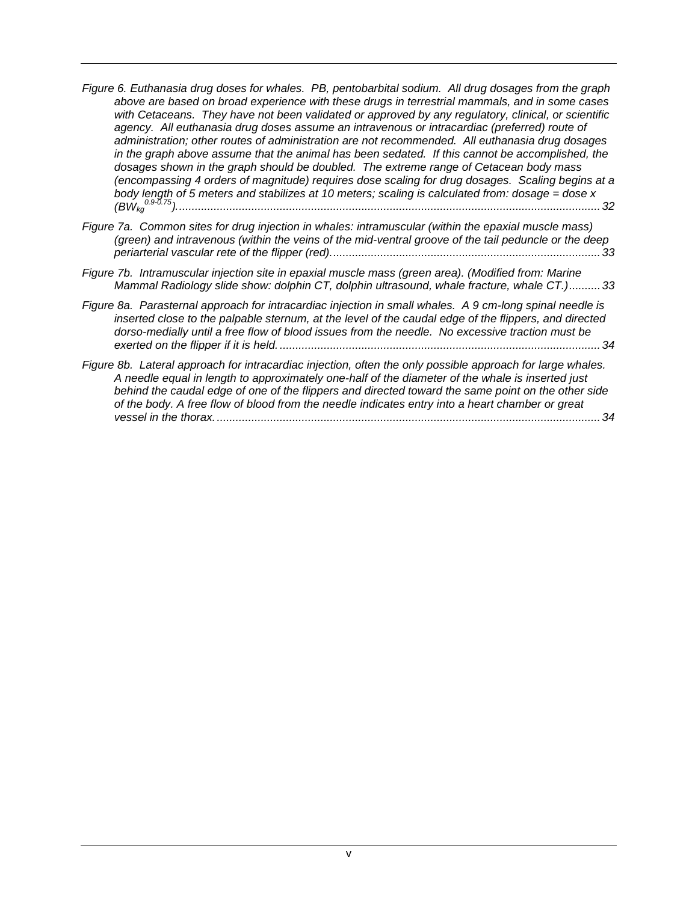*Figure 6. Euthanasia drug doses for whales. PB, pentobarbital sodium. All drug dosages from the graph above are based on broad experience with these drugs in terrestrial mammals, and in some cases with Cetaceans. They have not been validated or approved by any regulatory, clinical, or scientific agency. All euthanasia drug doses assume an intravenous or intracardiac (preferred) route of administration; other routes of administration are not recommended. All euthanasia drug dosages in the graph above assume that the animal has been sedated. If this cannot be accomplished, the dosages shown in the graph should be doubled. The extreme range of Cetacean body mass (encompassing 4 orders of magnitude) requires dose scaling for drug dosages. Scaling begins at a body length of 5 meters and stabilizes at 10 meters; scaling is calculated from: dosage = dose x ($BW_{kg}^{0.9\text{-}0.75}$).* ........ 32

*Figure 7a. Common sites for drug injection in whales: intramuscular (within the epaxial muscle mass) (green) and intravenous (within the veins of the mid-ventral groove of the tail peduncle or the deep periarterial vascular rete of the flipper (red).* ........ 33

*Figure 7b. Intramuscular injection site in epaxial muscle mass (green area). (Modified from: Marine Mammal Radiology slide show: dolphin CT, dolphin ultrasound, whale fracture, whale CT.)* ........ 33

*Figure 8a. Parasternal approach for intracardiac injection in small whales. A 9 cm-long spinal needle is inserted close to the palpable sternum, at the level of the caudal edge of the flippers, and directed dorso-medially until a free flow of blood issues from the needle. No excessive traction must be exerted on the flipper if it is held.* ........ 34

*Figure 8b. Lateral approach for intracardiac injection, often the only possible approach for large whales. A needle equal in length to approximately one-half of the diameter of the whale is inserted just behind the caudal edge of one of the flippers and directed toward the same point on the other side of the body. A free flow of blood from the needle indicates entry into a heart chamber or great vessel in the thorax.* ........ 34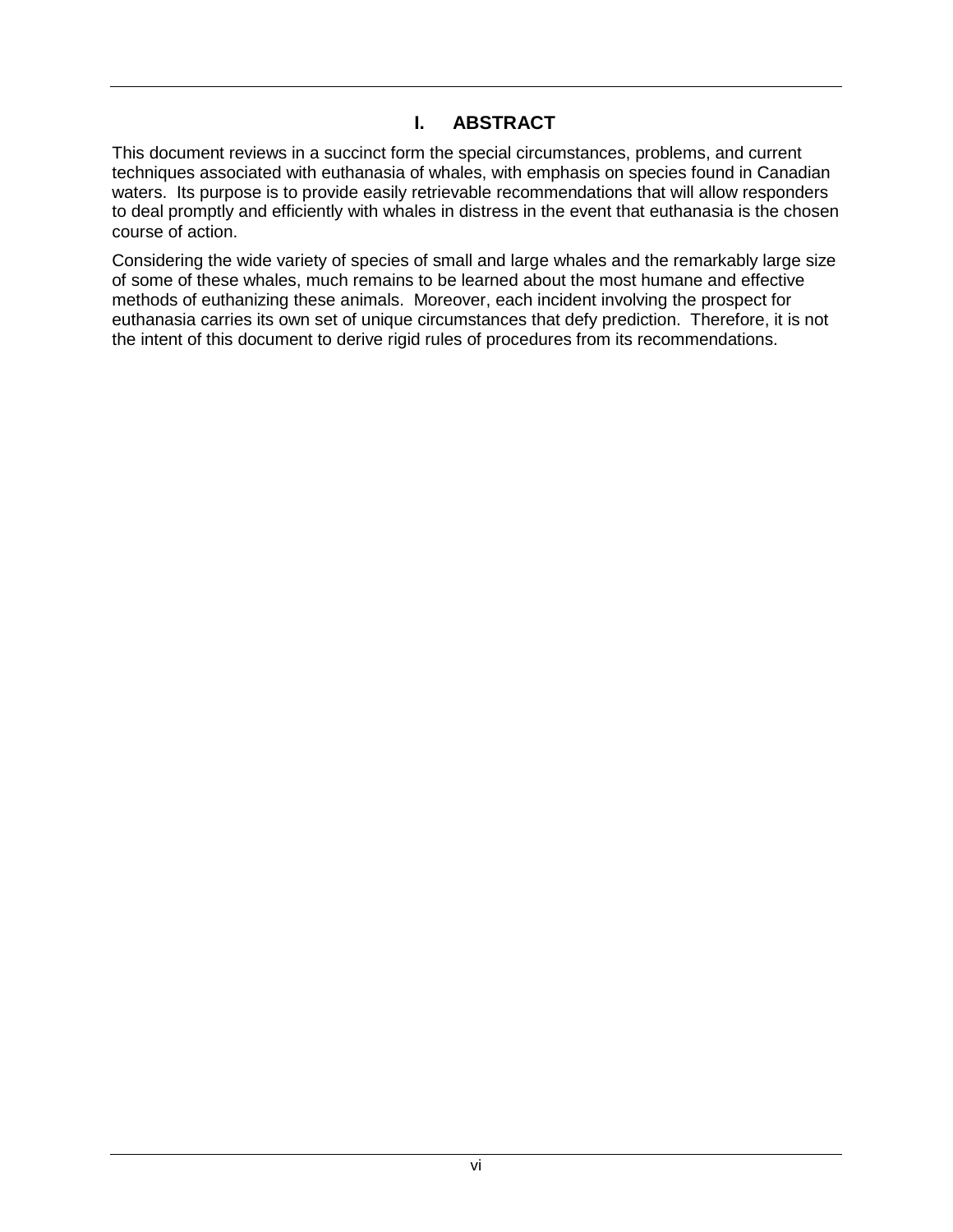# I. ABSTRACT

This document reviews in a succinct form the special circumstances, problems, and current techniques associated with euthanasia of whales, with emphasis on species found in Canadian waters. Its purpose is to provide easily retrievable recommendations that will allow responders to deal promptly and efficiently with whales in distress in the event that euthanasia is the chosen course of action.

Considering the wide variety of species of small and large whales and the remarkably large size of some of these whales, much remains to be learned about the most humane and effective methods of euthanizing these animals. Moreover, each incident involving the prospect for euthanasia carries its own set of unique circumstances that defy prediction. Therefore, it is not the intent of this document to derive rigid rules of procedures from its recommendations.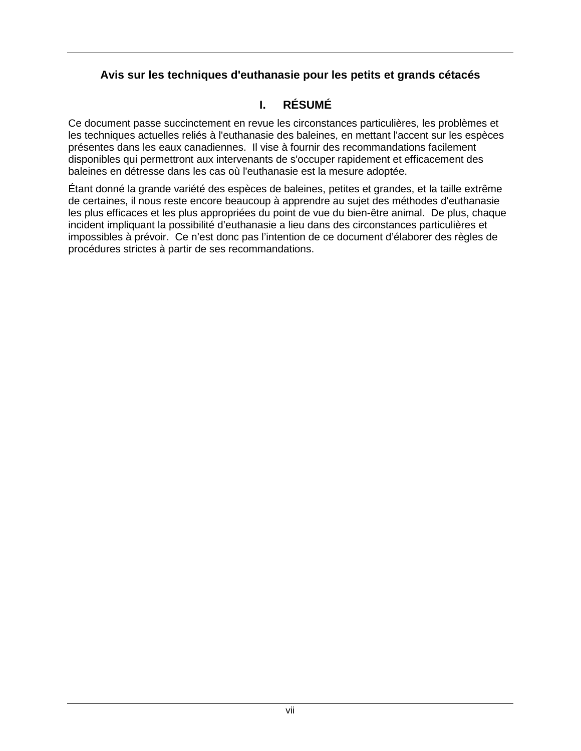# Avis sur les techniques d'euthanasie pour les petits et grands cétacés

## I. RÉSUMÉ

Ce document passe succinctement en revue les circonstances particulières, les problèmes et les techniques actuelles reliés à l'euthanasie des baleines, en mettant l'accent sur les espèces présentes dans les eaux canadiennes. Il vise à fournir des recommandations facilement disponibles qui permettront aux intervenants de s'occuper rapidement et efficacement des baleines en détresse dans les cas où l'euthanasie est la mesure adoptée.

Étant donné la grande variété des espèces de baleines, petites et grandes, et la taille extrême de certaines, il nous reste encore beaucoup à apprendre au sujet des méthodes d'euthanasie les plus efficaces et les plus appropriées du point de vue du bien-être animal. De plus, chaque incident impliquant la possibilité d'euthanasie a lieu dans des circonstances particulières et impossibles à prévoir. Ce n'est donc pas l'intention de ce document d'élaborer des règles de procédures strictes à partir de ses recommandations.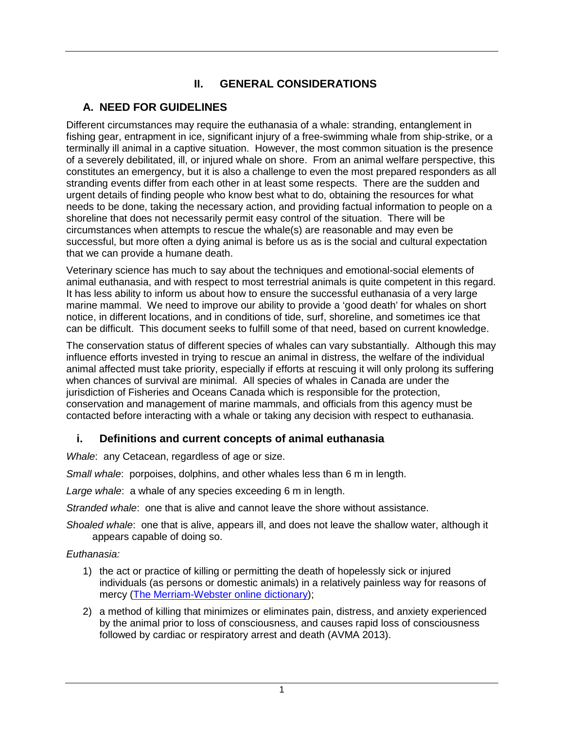# II. GENERAL CONSIDERATIONS

## A. NEED FOR GUIDELINES

Different circumstances may require the euthanasia of a whale: stranding, entanglement in fishing gear, entrapment in ice, significant injury of a free-swimming whale from ship-strike, or a terminally ill animal in a captive situation. However, the most common situation is the presence of a severely debilitated, ill, or injured whale on shore. From an animal welfare perspective, this constitutes an emergency, but it is also a challenge to even the most prepared responders as all stranding events differ from each other in at least some respects. There are the sudden and urgent details of finding people who know best what to do, obtaining the resources for what needs to be done, taking the necessary action, and providing factual information to people on a shoreline that does not necessarily permit easy control of the situation. There will be circumstances when attempts to rescue the whale(s) are reasonable and may even be successful, but more often a dying animal is before us as is the social and cultural expectation that we can provide a humane death.

Veterinary science has much to say about the techniques and emotional-social elements of animal euthanasia, and with respect to most terrestrial animals is quite competent in this regard. It has less ability to inform us about how to ensure the successful euthanasia of a very large marine mammal. We need to improve our ability to provide a 'good death' for whales on short notice, in different locations, and in conditions of tide, surf, shoreline, and sometimes ice that can be difficult. This document seeks to fulfill some of that need, based on current knowledge.

The conservation status of different species of whales can vary substantially. Although this may influence efforts invested in trying to rescue an animal in distress, the welfare of the individual animal affected must take priority, especially if efforts at rescuing it will only prolong its suffering when chances of survival are minimal. All species of whales in Canada are under the jurisdiction of Fisheries and Oceans Canada which is responsible for the protection, conservation and management of marine mammals, and officials from this agency must be contacted before interacting with a whale or taking any decision with respect to euthanasia.

### i. Definitions and current concepts of animal euthanasia

*Whale*: any Cetacean, regardless of age or size.

*Small whale*: porpoises, dolphins, and other whales less than 6 m in length.

*Large whale*: a whale of any species exceeding 6 m in length.

*Stranded whale*: one that is alive and cannot leave the shore without assistance.

*Shoaled whale*: one that is alive, appears ill, and does not leave the shallow water, although it appears capable of doing so.

*Euthanasia:*

1) the act or practice of killing or permitting the death of hopelessly sick or injured individuals (as persons or domestic animals) in a relatively painless way for reasons of mercy (The Merriam-Webster online dictionary);
2) a method of killing that minimizes or eliminates pain, distress, and anxiety experienced by the animal prior to loss of consciousness, and causes rapid loss of consciousness followed by cardiac or respiratory arrest and death (AVMA 2013).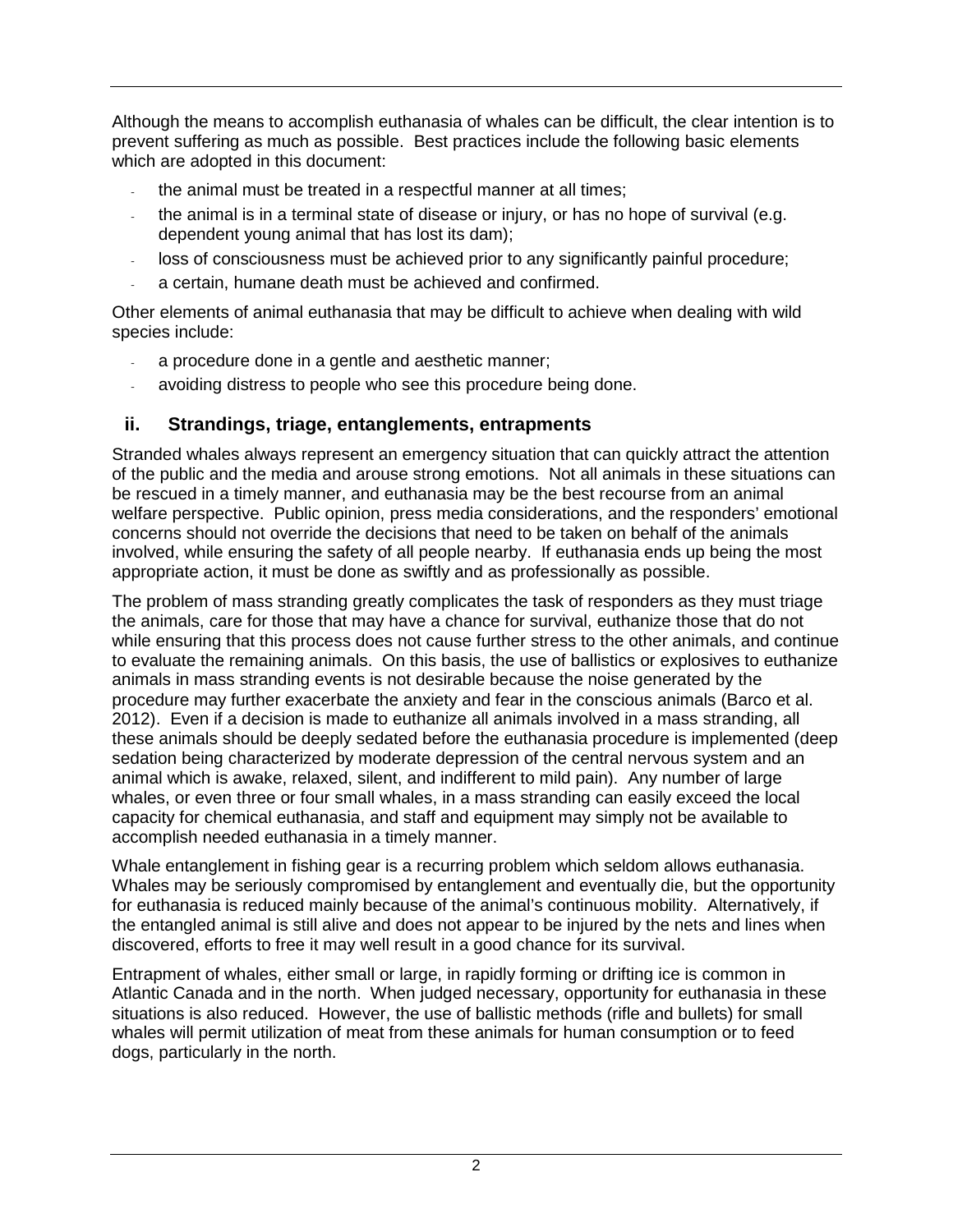Although the means to accomplish euthanasia of whales can be difficult, the clear intention is to prevent suffering as much as possible. Best practices include the following basic elements which are adopted in this document:

- the animal must be treated in a respectful manner at all times;
- the animal is in a terminal state of disease or injury, or has no hope of survival (e.g. dependent young animal that has lost its dam);
- loss of consciousness must be achieved prior to any significantly painful procedure;
- a certain, humane death must be achieved and confirmed.

Other elements of animal euthanasia that may be difficult to achieve when dealing with wild species include:

- a procedure done in a gentle and aesthetic manner;
- avoiding distress to people who see this procedure being done.

## ii. Strandings, triage, entanglements, entrapments

Stranded whales always represent an emergency situation that can quickly attract the attention of the public and the media and arouse strong emotions. Not all animals in these situations can be rescued in a timely manner, and euthanasia may be the best recourse from an animal welfare perspective. Public opinion, press media considerations, and the responders' emotional concerns should not override the decisions that need to be taken on behalf of the animals involved, while ensuring the safety of all people nearby. If euthanasia ends up being the most appropriate action, it must be done as swiftly and as professionally as possible.

The problem of mass stranding greatly complicates the task of responders as they must triage the animals, care for those that may have a chance for survival, euthanize those that do not while ensuring that this process does not cause further stress to the other animals, and continue to evaluate the remaining animals. On this basis, the use of ballistics or explosives to euthanize animals in mass stranding events is not desirable because the noise generated by the procedure may further exacerbate the anxiety and fear in the conscious animals (Barco et al. 2012). Even if a decision is made to euthanize all animals involved in a mass stranding, all these animals should be deeply sedated before the euthanasia procedure is implemented (deep sedation being characterized by moderate depression of the central nervous system and an animal which is awake, relaxed, silent, and indifferent to mild pain). Any number of large whales, or even three or four small whales, in a mass stranding can easily exceed the local capacity for chemical euthanasia, and staff and equipment may simply not be available to accomplish needed euthanasia in a timely manner.

Whale entanglement in fishing gear is a recurring problem which seldom allows euthanasia. Whales may be seriously compromised by entanglement and eventually die, but the opportunity for euthanasia is reduced mainly because of the animal's continuous mobility. Alternatively, if the entangled animal is still alive and does not appear to be injured by the nets and lines when discovered, efforts to free it may well result in a good chance for its survival.

Entrapment of whales, either small or large, in rapidly forming or drifting ice is common in Atlantic Canada and in the north. When judged necessary, opportunity for euthanasia in these situations is also reduced. However, the use of ballistic methods (rifle and bullets) for small whales will permit utilization of meat from these animals for human consumption or to feed dogs, particularly in the north.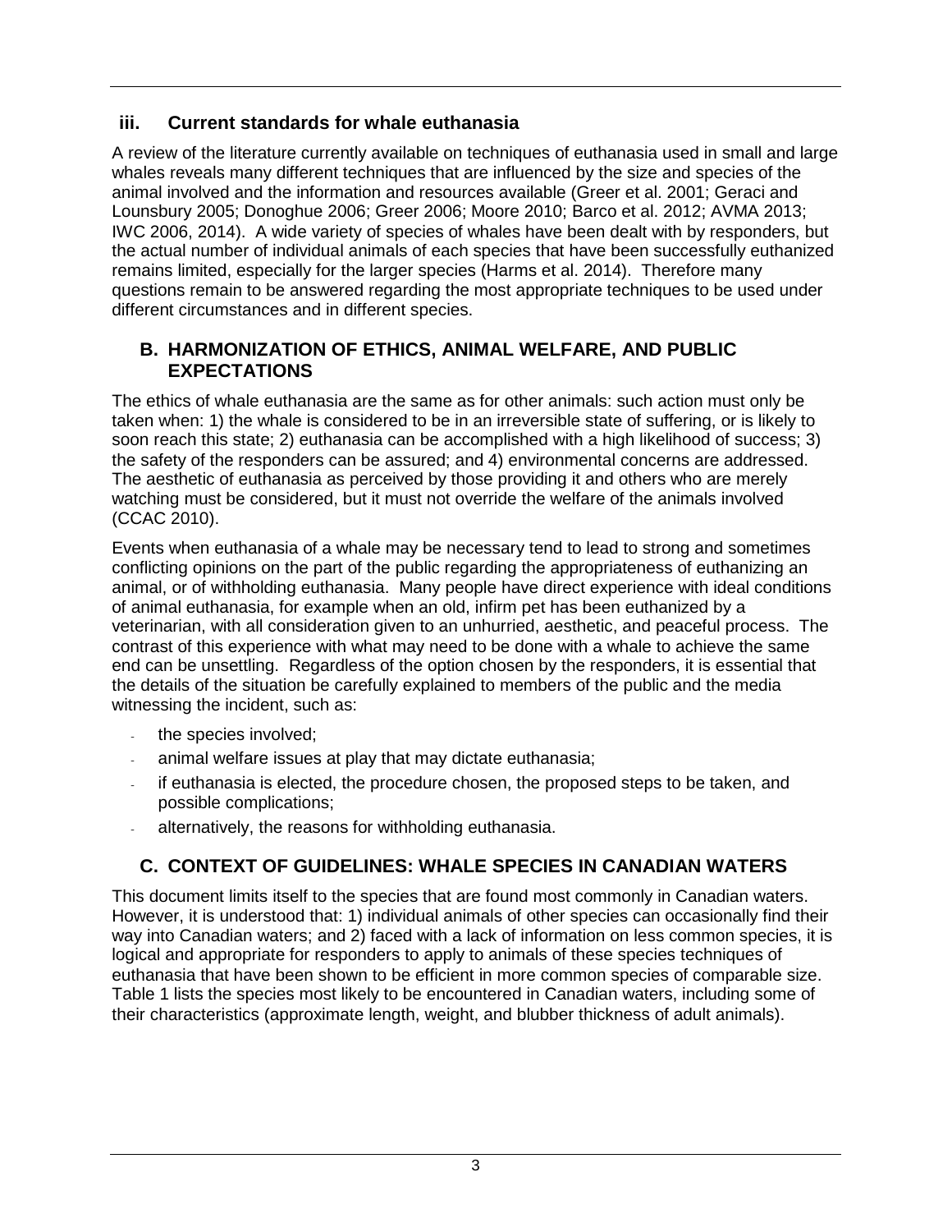### iii. Current standards for whale euthanasia

A review of the literature currently available on techniques of euthanasia used in small and large whales reveals many different techniques that are influenced by the size and species of the animal involved and the information and resources available (Greer et al. 2001; Geraci and Lounsbury 2005; Donoghue 2006; Greer 2006; Moore 2010; Barco et al. 2012; AVMA 2013; IWC 2006, 2014). A wide variety of species of whales have been dealt with by responders, but the actual number of individual animals of each species that have been successfully euthanized remains limited, especially for the larger species (Harms et al. 2014). Therefore many questions remain to be answered regarding the most appropriate techniques to be used under different circumstances and in different species.

## B. HARMONIZATION OF ETHICS, ANIMAL WELFARE, AND PUBLIC EXPECTATIONS

The ethics of whale euthanasia are the same as for other animals: such action must only be taken when: 1) the whale is considered to be in an irreversible state of suffering, or is likely to soon reach this state; 2) euthanasia can be accomplished with a high likelihood of success; 3) the safety of the responders can be assured; and 4) environmental concerns are addressed. The aesthetic of euthanasia as perceived by those providing it and others who are merely watching must be considered, but it must not override the welfare of the animals involved (CCAC 2010).

Events when euthanasia of a whale may be necessary tend to lead to strong and sometimes conflicting opinions on the part of the public regarding the appropriateness of euthanizing an animal, or of withholding euthanasia. Many people have direct experience with ideal conditions of animal euthanasia, for example when an old, infirm pet has been euthanized by a veterinarian, with all consideration given to an unhurried, aesthetic, and peaceful process. The contrast of this experience with what may need to be done with a whale to achieve the same end can be unsettling. Regardless of the option chosen by the responders, it is essential that the details of the situation be carefully explained to members of the public and the media witnessing the incident, such as:

- the species involved;
- animal welfare issues at play that may dictate euthanasia;
- if euthanasia is elected, the procedure chosen, the proposed steps to be taken, and possible complications;
- alternatively, the reasons for withholding euthanasia.

## C. CONTEXT OF GUIDELINES: WHALE SPECIES IN CANADIAN WATERS

This document limits itself to the species that are found most commonly in Canadian waters. However, it is understood that: 1) individual animals of other species can occasionally find their way into Canadian waters; and 2) faced with a lack of information on less common species, it is logical and appropriate for responders to apply to animals of these species techniques of euthanasia that have been shown to be efficient in more common species of comparable size. Table 1 lists the species most likely to be encountered in Canadian waters, including some of their characteristics (approximate length, weight, and blubber thickness of adult animals).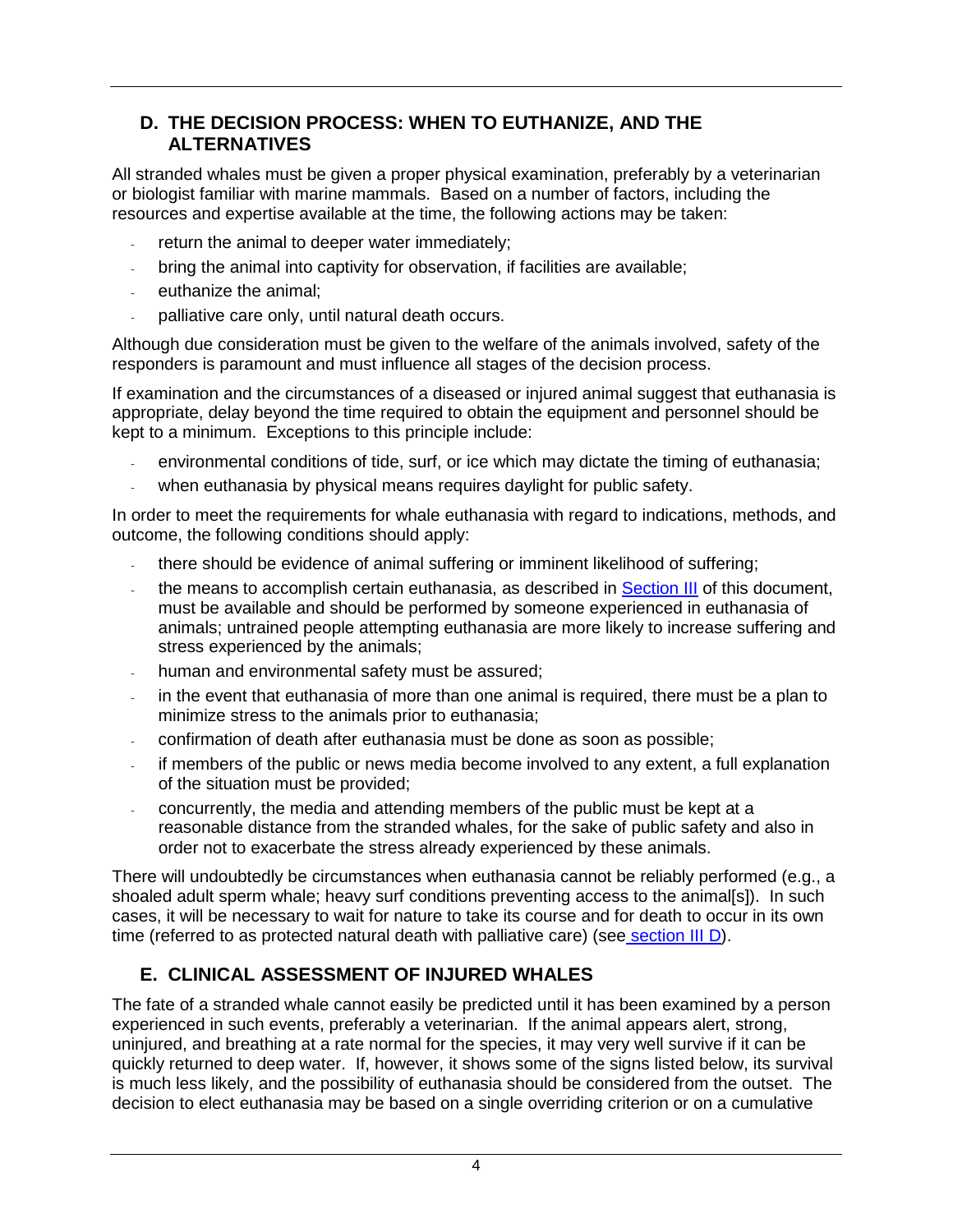## D. THE DECISION PROCESS: WHEN TO EUTHANIZE, AND THE ALTERNATIVES

All stranded whales must be given a proper physical examination, preferably by a veterinarian or biologist familiar with marine mammals. Based on a number of factors, including the resources and expertise available at the time, the following actions may be taken:

- return the animal to deeper water immediately;
- bring the animal into captivity for observation, if facilities are available;
- euthanize the animal;
- palliative care only, until natural death occurs.

Although due consideration must be given to the welfare of the animals involved, safety of the responders is paramount and must influence all stages of the decision process.

If examination and the circumstances of a diseased or injured animal suggest that euthanasia is appropriate, delay beyond the time required to obtain the equipment and personnel should be kept to a minimum. Exceptions to this principle include:

- environmental conditions of tide, surf, or ice which may dictate the timing of euthanasia;
- when euthanasia by physical means requires daylight for public safety.

In order to meet the requirements for whale euthanasia with regard to indications, methods, and outcome, the following conditions should apply:

- there should be evidence of animal suffering or imminent likelihood of suffering;
- the means to accomplish certain euthanasia, as described in Section III of this document, must be available and should be performed by someone experienced in euthanasia of animals; untrained people attempting euthanasia are more likely to increase suffering and stress experienced by the animals;
- human and environmental safety must be assured;
- in the event that euthanasia of more than one animal is required, there must be a plan to minimize stress to the animals prior to euthanasia;
- confirmation of death after euthanasia must be done as soon as possible;
- if members of the public or news media become involved to any extent, a full explanation of the situation must be provided;
- concurrently, the media and attending members of the public must be kept at a reasonable distance from the stranded whales, for the sake of public safety and also in order not to exacerbate the stress already experienced by these animals.

There will undoubtedly be circumstances when euthanasia cannot be reliably performed (e.g., a shoaled adult sperm whale; heavy surf conditions preventing access to the animal[s]). In such cases, it will be necessary to wait for nature to take its course and for death to occur in its own time (referred to as protected natural death with palliative care) (see section III D).

## E. CLINICAL ASSESSMENT OF INJURED WHALES

The fate of a stranded whale cannot easily be predicted until it has been examined by a person experienced in such events, preferably a veterinarian. If the animal appears alert, strong, uninjured, and breathing at a rate normal for the species, it may very well survive if it can be quickly returned to deep water. If, however, it shows some of the signs listed below, its survival is much less likely, and the possibility of euthanasia should be considered from the outset. The decision to elect euthanasia may be based on a single overriding criterion or on a cumulative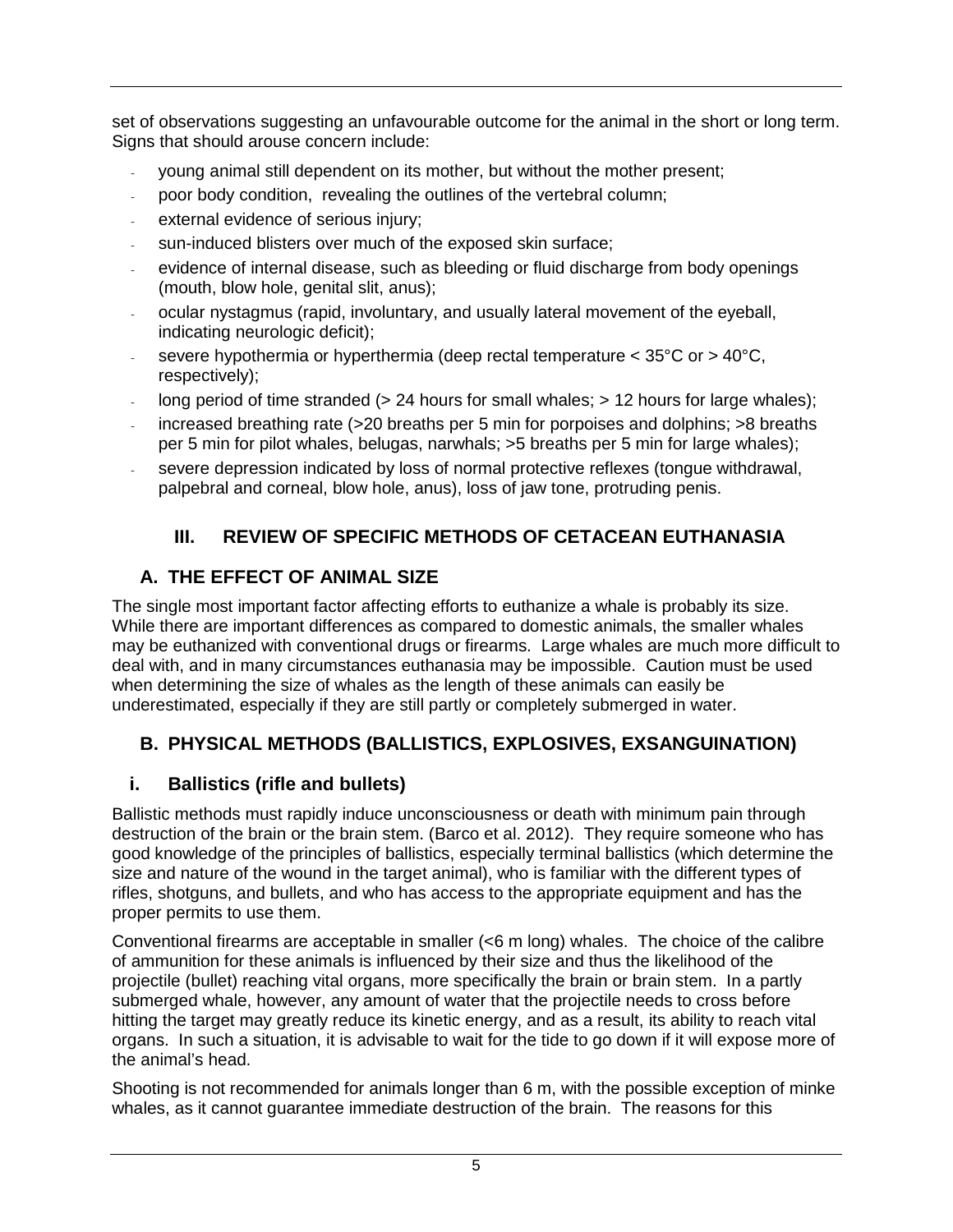set of observations suggesting an unfavourable outcome for the animal in the short or long term. Signs that should arouse concern include:

- young animal still dependent on its mother, but without the mother present;
- poor body condition, revealing the outlines of the vertebral column;
- external evidence of serious injury;
- sun-induced blisters over much of the exposed skin surface;
- evidence of internal disease, such as bleeding or fluid discharge from body openings (mouth, blow hole, genital slit, anus);
- ocular nystagmus (rapid, involuntary, and usually lateral movement of the eyeball, indicating neurologic deficit);
- severe hypothermia or hyperthermia (deep rectal temperature < 35°C or > 40°C, respectively);
- long period of time stranded (> 24 hours for small whales; > 12 hours for large whales);
- increased breathing rate (>20 breaths per 5 min for porpoises and dolphins; >8 breaths per 5 min for pilot whales, belugas, narwhals; >5 breaths per 5 min for large whales);
- severe depression indicated by loss of normal protective reflexes (tongue withdrawal, palpebral and corneal, blow hole, anus), loss of jaw tone, protruding penis.

# III. REVIEW OF SPECIFIC METHODS OF CETACEAN EUTHANASIA

## A. THE EFFECT OF ANIMAL SIZE

The single most important factor affecting efforts to euthanize a whale is probably its size. While there are important differences as compared to domestic animals, the smaller whales may be euthanized with conventional drugs or firearms. Large whales are much more difficult to deal with, and in many circumstances euthanasia may be impossible. Caution must be used when determining the size of whales as the length of these animals can easily be underestimated, especially if they are still partly or completely submerged in water.

## B. PHYSICAL METHODS (BALLISTICS, EXPLOSIVES, EXSANGUINATION)

### i. Ballistics (rifle and bullets)

Ballistic methods must rapidly induce unconsciousness or death with minimum pain through destruction of the brain or the brain stem. (Barco et al. 2012). They require someone who has good knowledge of the principles of ballistics, especially terminal ballistics (which determine the size and nature of the wound in the target animal), who is familiar with the different types of rifles, shotguns, and bullets, and who has access to the appropriate equipment and has the proper permits to use them.

Conventional firearms are acceptable in smaller (<6 m long) whales. The choice of the calibre of ammunition for these animals is influenced by their size and thus the likelihood of the projectile (bullet) reaching vital organs, more specifically the brain or brain stem. In a partly submerged whale, however, any amount of water that the projectile needs to cross before hitting the target may greatly reduce its kinetic energy, and as a result, its ability to reach vital organs. In such a situation, it is advisable to wait for the tide to go down if it will expose more of the animal's head.

Shooting is not recommended for animals longer than 6 m, with the possible exception of minke whales, as it cannot guarantee immediate destruction of the brain. The reasons for this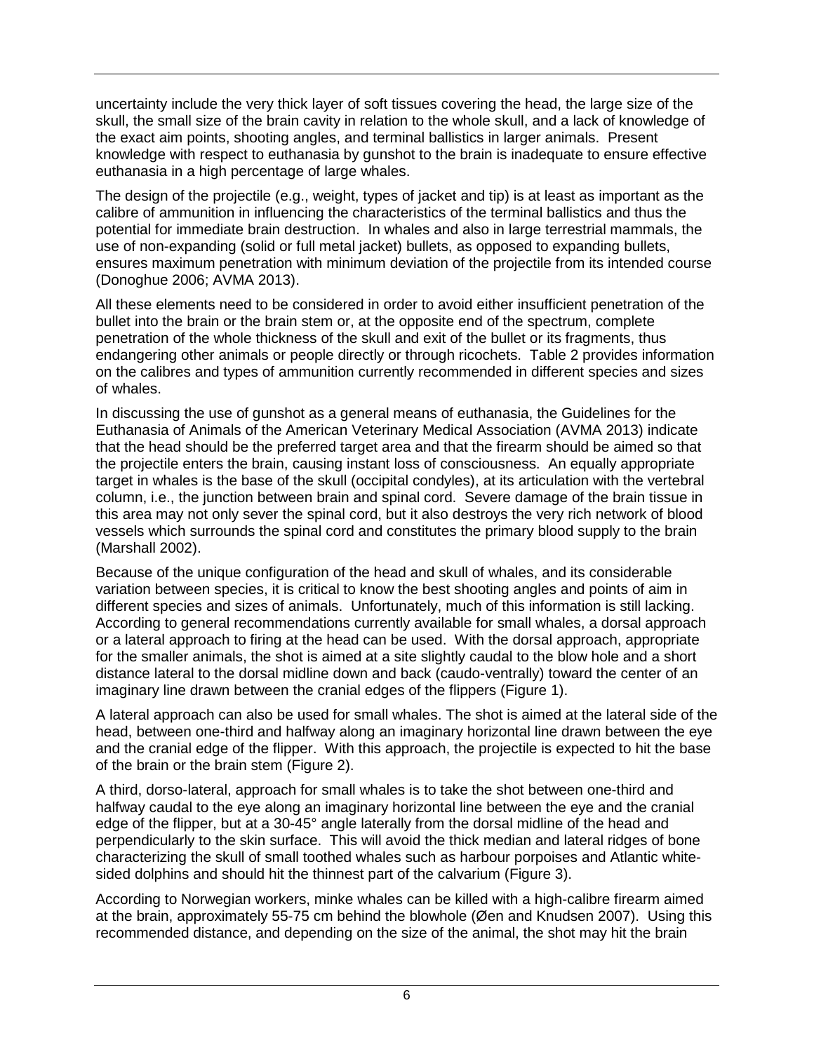uncertainty include the very thick layer of soft tissues covering the head, the large size of the skull, the small size of the brain cavity in relation to the whole skull, and a lack of knowledge of the exact aim points, shooting angles, and terminal ballistics in larger animals. Present knowledge with respect to euthanasia by gunshot to the brain is inadequate to ensure effective euthanasia in a high percentage of large whales.

The design of the projectile (e.g., weight, types of jacket and tip) is at least as important as the calibre of ammunition in influencing the characteristics of the terminal ballistics and thus the potential for immediate brain destruction. In whales and also in large terrestrial mammals, the use of non-expanding (solid or full metal jacket) bullets, as opposed to expanding bullets, ensures maximum penetration with minimum deviation of the projectile from its intended course (Donoghue 2006; AVMA 2013).

All these elements need to be considered in order to avoid either insufficient penetration of the bullet into the brain or the brain stem or, at the opposite end of the spectrum, complete penetration of the whole thickness of the skull and exit of the bullet or its fragments, thus endangering other animals or people directly or through ricochets. Table 2 provides information on the calibres and types of ammunition currently recommended in different species and sizes of whales.

In discussing the use of gunshot as a general means of euthanasia, the Guidelines for the Euthanasia of Animals of the American Veterinary Medical Association (AVMA 2013) indicate that the head should be the preferred target area and that the firearm should be aimed so that the projectile enters the brain, causing instant loss of consciousness. An equally appropriate target in whales is the base of the skull (occipital condyles), at its articulation with the vertebral column, i.e., the junction between brain and spinal cord. Severe damage of the brain tissue in this area may not only sever the spinal cord, but it also destroys the very rich network of blood vessels which surrounds the spinal cord and constitutes the primary blood supply to the brain (Marshall 2002).

Because of the unique configuration of the head and skull of whales, and its considerable variation between species, it is critical to know the best shooting angles and points of aim in different species and sizes of animals. Unfortunately, much of this information is still lacking. According to general recommendations currently available for small whales, a dorsal approach or a lateral approach to firing at the head can be used. With the dorsal approach, appropriate for the smaller animals, the shot is aimed at a site slightly caudal to the blow hole and a short distance lateral to the dorsal midline down and back (caudo-ventrally) toward the center of an imaginary line drawn between the cranial edges of the flippers (Figure 1).

A lateral approach can also be used for small whales. The shot is aimed at the lateral side of the head, between one-third and halfway along an imaginary horizontal line drawn between the eye and the cranial edge of the flipper. With this approach, the projectile is expected to hit the base of the brain or the brain stem (Figure 2).

A third, dorso-lateral, approach for small whales is to take the shot between one-third and halfway caudal to the eye along an imaginary horizontal line between the eye and the cranial edge of the flipper, but at a 30-45° angle laterally from the dorsal midline of the head and perpendicularly to the skin surface. This will avoid the thick median and lateral ridges of bone characterizing the skull of small toothed whales such as harbour porpoises and Atlantic white-sided dolphins and should hit the thinnest part of the calvarium (Figure 3).

According to Norwegian workers, minke whales can be killed with a high-calibre firearm aimed at the brain, approximately 55-75 cm behind the blowhole (Øen and Knudsen 2007). Using this recommended distance, and depending on the size of the animal, the shot may hit the brain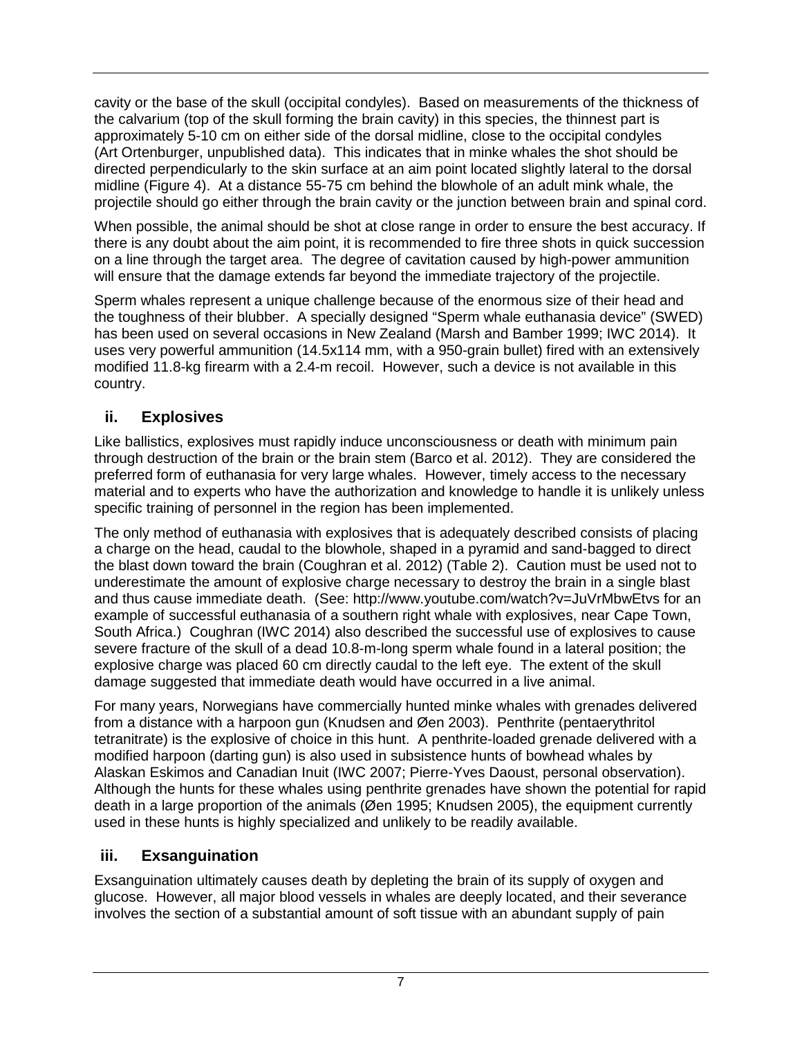cavity or the base of the skull (occipital condyles). Based on measurements of the thickness of the calvarium (top of the skull forming the brain cavity) in this species, the thinnest part is approximately 5-10 cm on either side of the dorsal midline, close to the occipital condyles (Art Ortenburger, unpublished data). This indicates that in minke whales the shot should be directed perpendicularly to the skin surface at an aim point located slightly lateral to the dorsal midline (Figure 4). At a distance 55-75 cm behind the blowhole of an adult mink whale, the projectile should go either through the brain cavity or the junction between brain and spinal cord.

When possible, the animal should be shot at close range in order to ensure the best accuracy. If there is any doubt about the aim point, it is recommended to fire three shots in quick succession on a line through the target area. The degree of cavitation caused by high-power ammunition will ensure that the damage extends far beyond the immediate trajectory of the projectile.

Sperm whales represent a unique challenge because of the enormous size of their head and the toughness of their blubber. A specially designed "Sperm whale euthanasia device" (SWED) has been used on several occasions in New Zealand (Marsh and Bamber 1999; IWC 2014). It uses very powerful ammunition (14.5x114 mm, with a 950-grain bullet) fired with an extensively modified 11.8-kg firearm with a 2.4-m recoil. However, such a device is not available in this country.

### ii. Explosives

Like ballistics, explosives must rapidly induce unconsciousness or death with minimum pain through destruction of the brain or the brain stem (Barco et al. 2012). They are considered the preferred form of euthanasia for very large whales. However, timely access to the necessary material and to experts who have the authorization and knowledge to handle it is unlikely unless specific training of personnel in the region has been implemented.

The only method of euthanasia with explosives that is adequately described consists of placing a charge on the head, caudal to the blowhole, shaped in a pyramid and sand-bagged to direct the blast down toward the brain (Coughran et al. 2012) (Table 2). Caution must be used not to underestimate the amount of explosive charge necessary to destroy the brain in a single blast and thus cause immediate death. (See: http://www.youtube.com/watch?v=JuVrMbwEtvs for an example of successful euthanasia of a southern right whale with explosives, near Cape Town, South Africa.) Coughran (IWC 2014) also described the successful use of explosives to cause severe fracture of the skull of a dead 10.8-m-long sperm whale found in a lateral position; the explosive charge was placed 60 cm directly caudal to the left eye. The extent of the skull damage suggested that immediate death would have occurred in a live animal.

For many years, Norwegians have commercially hunted minke whales with grenades delivered from a distance with a harpoon gun (Knudsen and Øen 2003). Penthrite (pentaerythritol tetranitrate) is the explosive of choice in this hunt. A penthrite-loaded grenade delivered with a modified harpoon (darting gun) is also used in subsistence hunts of bowhead whales by Alaskan Eskimos and Canadian Inuit (IWC 2007; Pierre-Yves Daoust, personal observation). Although the hunts for these whales using penthrite grenades have shown the potential for rapid death in a large proportion of the animals (Øen 1995; Knudsen 2005), the equipment currently used in these hunts is highly specialized and unlikely to be readily available.

### iii. Exsanguination

Exsanguination ultimately causes death by depleting the brain of its supply of oxygen and glucose. However, all major blood vessels in whales are deeply located, and their severance involves the section of a substantial amount of soft tissue with an abundant supply of pain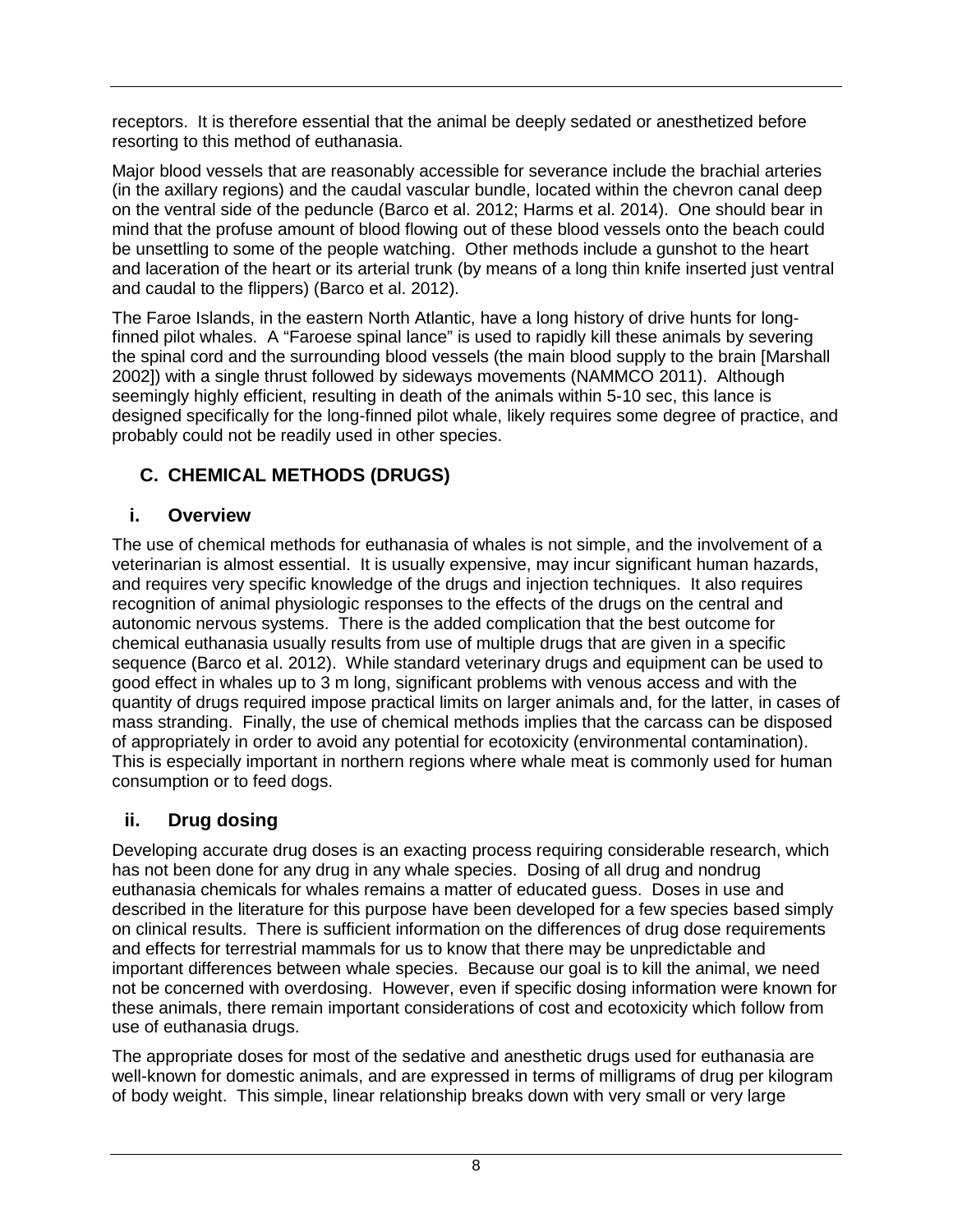receptors. It is therefore essential that the animal be deeply sedated or anesthetized before resorting to this method of euthanasia.

Major blood vessels that are reasonably accessible for severance include the brachial arteries (in the axillary regions) and the caudal vascular bundle, located within the chevron canal deep on the ventral side of the peduncle (Barco et al. 2012; Harms et al. 2014). One should bear in mind that the profuse amount of blood flowing out of these blood vessels onto the beach could be unsettling to some of the people watching. Other methods include a gunshot to the heart and laceration of the heart or its arterial trunk (by means of a long thin knife inserted just ventral and caudal to the flippers) (Barco et al. 2012).

The Faroe Islands, in the eastern North Atlantic, have a long history of drive hunts for long-finned pilot whales. A "Faroese spinal lance" is used to rapidly kill these animals by severing the spinal cord and the surrounding blood vessels (the main blood supply to the brain [Marshall 2002]) with a single thrust followed by sideways movements (NAMMCO 2011). Although seemingly highly efficient, resulting in death of the animals within 5-10 sec, this lance is designed specifically for the long-finned pilot whale, likely requires some degree of practice, and probably could not be readily used in other species.

## C. CHEMICAL METHODS (DRUGS)

### i. Overview

The use of chemical methods for euthanasia of whales is not simple, and the involvement of a veterinarian is almost essential. It is usually expensive, may incur significant human hazards, and requires very specific knowledge of the drugs and injection techniques. It also requires recognition of animal physiologic responses to the effects of the drugs on the central and autonomic nervous systems. There is the added complication that the best outcome for chemical euthanasia usually results from use of multiple drugs that are given in a specific sequence (Barco et al. 2012). While standard veterinary drugs and equipment can be used to good effect in whales up to 3 m long, significant problems with venous access and with the quantity of drugs required impose practical limits on larger animals and, for the latter, in cases of mass stranding. Finally, the use of chemical methods implies that the carcass can be disposed of appropriately in order to avoid any potential for ecotoxicity (environmental contamination). This is especially important in northern regions where whale meat is commonly used for human consumption or to feed dogs.

### ii. Drug dosing

Developing accurate drug doses is an exacting process requiring considerable research, which has not been done for any drug in any whale species. Dosing of all drug and nondrug euthanasia chemicals for whales remains a matter of educated guess. Doses in use and described in the literature for this purpose have been developed for a few species based simply on clinical results. There is sufficient information on the differences of drug dose requirements and effects for terrestrial mammals for us to know that there may be unpredictable and important differences between whale species. Because our goal is to kill the animal, we need not be concerned with overdosing. However, even if specific dosing information were known for these animals, there remain important considerations of cost and ecotoxicity which follow from use of euthanasia drugs.

The appropriate doses for most of the sedative and anesthetic drugs used for euthanasia are well-known for domestic animals, and are expressed in terms of milligrams of drug per kilogram of body weight. This simple, linear relationship breaks down with very small or very large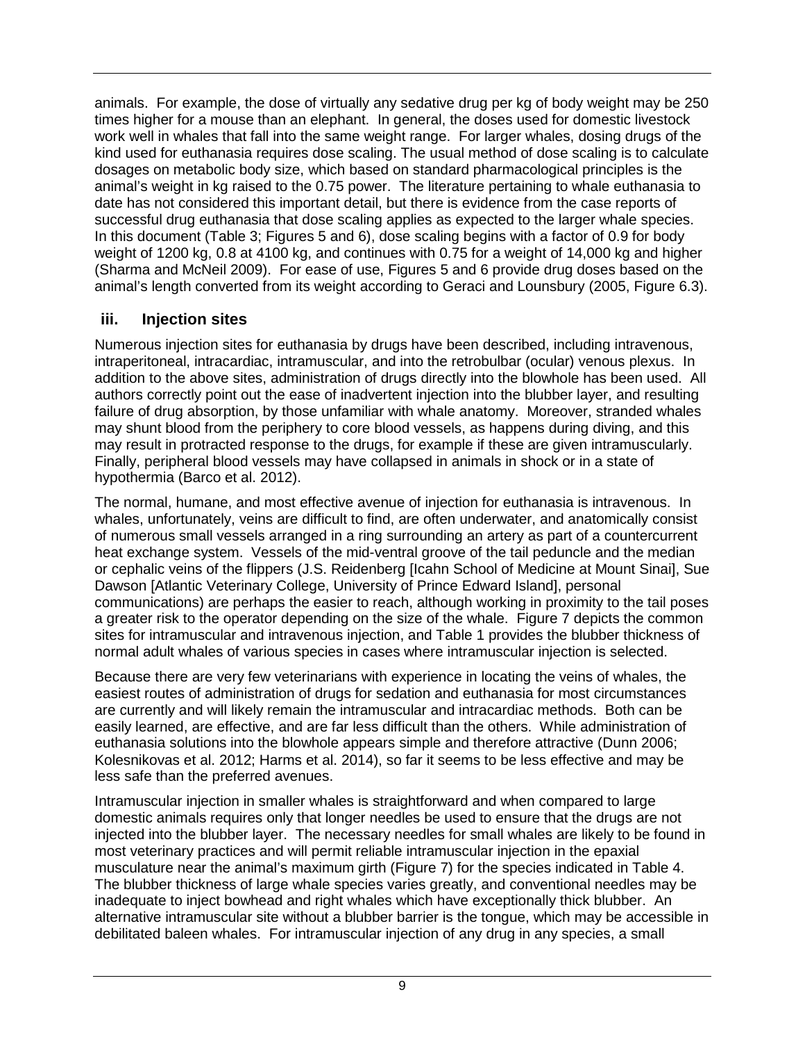animals. For example, the dose of virtually any sedative drug per kg of body weight may be 250 times higher for a mouse than an elephant. In general, the doses used for domestic livestock work well in whales that fall into the same weight range. For larger whales, dosing drugs of the kind used for euthanasia requires dose scaling. The usual method of dose scaling is to calculate dosages on metabolic body size, which based on standard pharmacological principles is the animal's weight in kg raised to the 0.75 power. The literature pertaining to whale euthanasia to date has not considered this important detail, but there is evidence from the case reports of successful drug euthanasia that dose scaling applies as expected to the larger whale species. In this document (Table 3; Figures 5 and 6), dose scaling begins with a factor of 0.9 for body weight of 1200 kg, 0.8 at 4100 kg, and continues with 0.75 for a weight of 14,000 kg and higher (Sharma and McNeil 2009). For ease of use, Figures 5 and 6 provide drug doses based on the animal's length converted from its weight according to Geraci and Lounsbury (2005, Figure 6.3).

### iii. Injection sites

Numerous injection sites for euthanasia by drugs have been described, including intravenous, intraperitoneal, intracardiac, intramuscular, and into the retrobulbar (ocular) venous plexus. In addition to the above sites, administration of drugs directly into the blowhole has been used. All authors correctly point out the ease of inadvertent injection into the blubber layer, and resulting failure of drug absorption, by those unfamiliar with whale anatomy. Moreover, stranded whales may shunt blood from the periphery to core blood vessels, as happens during diving, and this may result in protracted response to the drugs, for example if these are given intramuscularly. Finally, peripheral blood vessels may have collapsed in animals in shock or in a state of hypothermia (Barco et al. 2012).

The normal, humane, and most effective avenue of injection for euthanasia is intravenous. In whales, unfortunately, veins are difficult to find, are often underwater, and anatomically consist of numerous small vessels arranged in a ring surrounding an artery as part of a countercurrent heat exchange system. Vessels of the mid-ventral groove of the tail peduncle and the median or cephalic veins of the flippers (J.S. Reidenberg [Icahn School of Medicine at Mount Sinai], Sue Dawson [Atlantic Veterinary College, University of Prince Edward Island], personal communications) are perhaps the easier to reach, although working in proximity to the tail poses a greater risk to the operator depending on the size of the whale. Figure 7 depicts the common sites for intramuscular and intravenous injection, and Table 1 provides the blubber thickness of normal adult whales of various species in cases where intramuscular injection is selected.

Because there are very few veterinarians with experience in locating the veins of whales, the easiest routes of administration of drugs for sedation and euthanasia for most circumstances are currently and will likely remain the intramuscular and intracardiac methods. Both can be easily learned, are effective, and are far less difficult than the others. While administration of euthanasia solutions into the blowhole appears simple and therefore attractive (Dunn 2006; Kolesnikovas et al. 2012; Harms et al. 2014), so far it seems to be less effective and may be less safe than the preferred avenues.

Intramuscular injection in smaller whales is straightforward and when compared to large domestic animals requires only that longer needles be used to ensure that the drugs are not injected into the blubber layer. The necessary needles for small whales are likely to be found in most veterinary practices and will permit reliable intramuscular injection in the epaxial musculature near the animal's maximum girth (Figure 7) for the species indicated in Table 4. The blubber thickness of large whale species varies greatly, and conventional needles may be inadequate to inject bowhead and right whales which have exceptionally thick blubber. An alternative intramuscular site without a blubber barrier is the tongue, which may be accessible in debilitated baleen whales. For intramuscular injection of any drug in any species, a small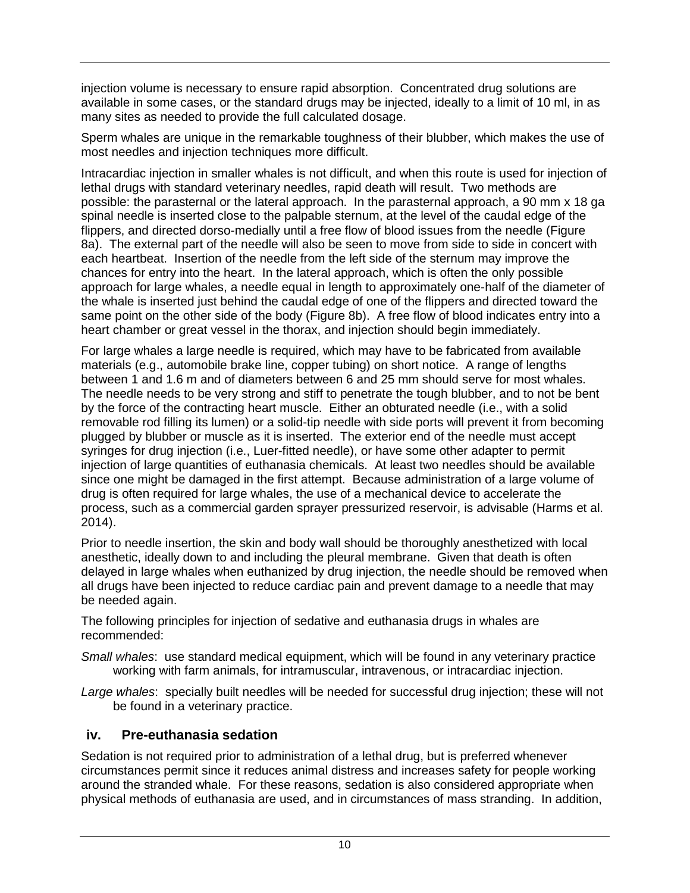injection volume is necessary to ensure rapid absorption. Concentrated drug solutions are available in some cases, or the standard drugs may be injected, ideally to a limit of 10 ml, in as many sites as needed to provide the full calculated dosage.

Sperm whales are unique in the remarkable toughness of their blubber, which makes the use of most needles and injection techniques more difficult.

Intracardiac injection in smaller whales is not difficult, and when this route is used for injection of lethal drugs with standard veterinary needles, rapid death will result. Two methods are possible: the parasternal or the lateral approach. In the parasternal approach, a 90 mm x 18 ga spinal needle is inserted close to the palpable sternum, at the level of the caudal edge of the flippers, and directed dorso-medially until a free flow of blood issues from the needle (Figure 8a). The external part of the needle will also be seen to move from side to side in concert with each heartbeat. Insertion of the needle from the left side of the sternum may improve the chances for entry into the heart. In the lateral approach, which is often the only possible approach for large whales, a needle equal in length to approximately one-half of the diameter of the whale is inserted just behind the caudal edge of one of the flippers and directed toward the same point on the other side of the body (Figure 8b). A free flow of blood indicates entry into a heart chamber or great vessel in the thorax, and injection should begin immediately.

For large whales a large needle is required, which may have to be fabricated from available materials (e.g., automobile brake line, copper tubing) on short notice. A range of lengths between 1 and 1.6 m and of diameters between 6 and 25 mm should serve for most whales. The needle needs to be very strong and stiff to penetrate the tough blubber, and to not be bent by the force of the contracting heart muscle. Either an obturated needle (i.e., with a solid removable rod filling its lumen) or a solid-tip needle with side ports will prevent it from becoming plugged by blubber or muscle as it is inserted. The exterior end of the needle must accept syringes for drug injection (i.e., Luer-fitted needle), or have some other adapter to permit injection of large quantities of euthanasia chemicals. At least two needles should be available since one might be damaged in the first attempt. Because administration of a large volume of drug is often required for large whales, the use of a mechanical device to accelerate the process, such as a commercial garden sprayer pressurized reservoir, is advisable (Harms et al. 2014).

Prior to needle insertion, the skin and body wall should be thoroughly anesthetized with local anesthetic, ideally down to and including the pleural membrane. Given that death is often delayed in large whales when euthanized by drug injection, the needle should be removed when all drugs have been injected to reduce cardiac pain and prevent damage to a needle that may be needed again.

The following principles for injection of sedative and euthanasia drugs in whales are recommended:

*Small whales*: use standard medical equipment, which will be found in any veterinary practice working with farm animals, for intramuscular, intravenous, or intracardiac injection.

*Large whales*: specially built needles will be needed for successful drug injection; these will not be found in a veterinary practice.

### iv. Pre-euthanasia sedation

Sedation is not required prior to administration of a lethal drug, but is preferred whenever circumstances permit since it reduces animal distress and increases safety for people working around the stranded whale. For these reasons, sedation is also considered appropriate when physical methods of euthanasia are used, and in circumstances of mass stranding. In addition,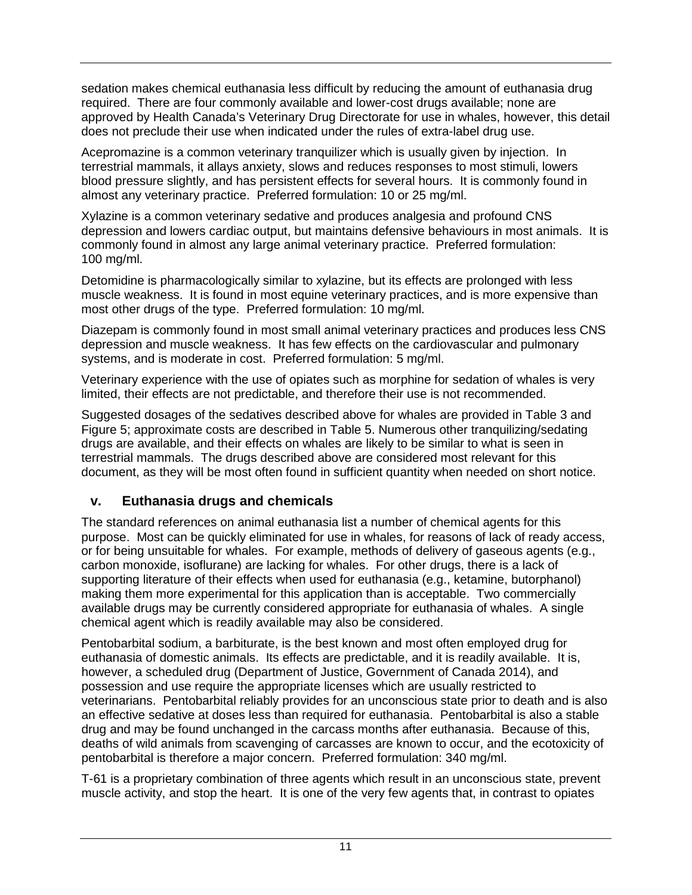sedation makes chemical euthanasia less difficult by reducing the amount of euthanasia drug required. There are four commonly available and lower-cost drugs available; none are approved by Health Canada's Veterinary Drug Directorate for use in whales, however, this detail does not preclude their use when indicated under the rules of extra-label drug use.

Acepromazine is a common veterinary tranquilizer which is usually given by injection. In terrestrial mammals, it allays anxiety, slows and reduces responses to most stimuli, lowers blood pressure slightly, and has persistent effects for several hours. It is commonly found in almost any veterinary practice. Preferred formulation: 10 or 25 mg/ml.

Xylazine is a common veterinary sedative and produces analgesia and profound CNS depression and lowers cardiac output, but maintains defensive behaviours in most animals. It is commonly found in almost any large animal veterinary practice. Preferred formulation: 100 mg/ml.

Detomidine is pharmacologically similar to xylazine, but its effects are prolonged with less muscle weakness. It is found in most equine veterinary practices, and is more expensive than most other drugs of the type. Preferred formulation: 10 mg/ml.

Diazepam is commonly found in most small animal veterinary practices and produces less CNS depression and muscle weakness. It has few effects on the cardiovascular and pulmonary systems, and is moderate in cost. Preferred formulation: 5 mg/ml.

Veterinary experience with the use of opiates such as morphine for sedation of whales is very limited, their effects are not predictable, and therefore their use is not recommended.

Suggested dosages of the sedatives described above for whales are provided in Table 3 and Figure 5; approximate costs are described in Table 5. Numerous other tranquilizing/sedating drugs are available, and their effects on whales are likely to be similar to what is seen in terrestrial mammals. The drugs described above are considered most relevant for this document, as they will be most often found in sufficient quantity when needed on short notice.

## v. Euthanasia drugs and chemicals

The standard references on animal euthanasia list a number of chemical agents for this purpose. Most can be quickly eliminated for use in whales, for reasons of lack of ready access, or for being unsuitable for whales. For example, methods of delivery of gaseous agents (e.g., carbon monoxide, isoflurane) are lacking for whales. For other drugs, there is a lack of supporting literature of their effects when used for euthanasia (e.g., ketamine, butorphanol) making them more experimental for this application than is acceptable. Two commercially available drugs may be currently considered appropriate for euthanasia of whales. A single chemical agent which is readily available may also be considered.

Pentobarbital sodium, a barbiturate, is the best known and most often employed drug for euthanasia of domestic animals. Its effects are predictable, and it is readily available. It is, however, a scheduled drug (Department of Justice, Government of Canada 2014), and possession and use require the appropriate licenses which are usually restricted to veterinarians. Pentobarbital reliably provides for an unconscious state prior to death and is also an effective sedative at doses less than required for euthanasia. Pentobarbital is also a stable drug and may be found unchanged in the carcass months after euthanasia. Because of this, deaths of wild animals from scavenging of carcasses are known to occur, and the ecotoxicity of pentobarbital is therefore a major concern. Preferred formulation: 340 mg/ml.

T-61 is a proprietary combination of three agents which result in an unconscious state, prevent muscle activity, and stop the heart. It is one of the very few agents that, in contrast to opiates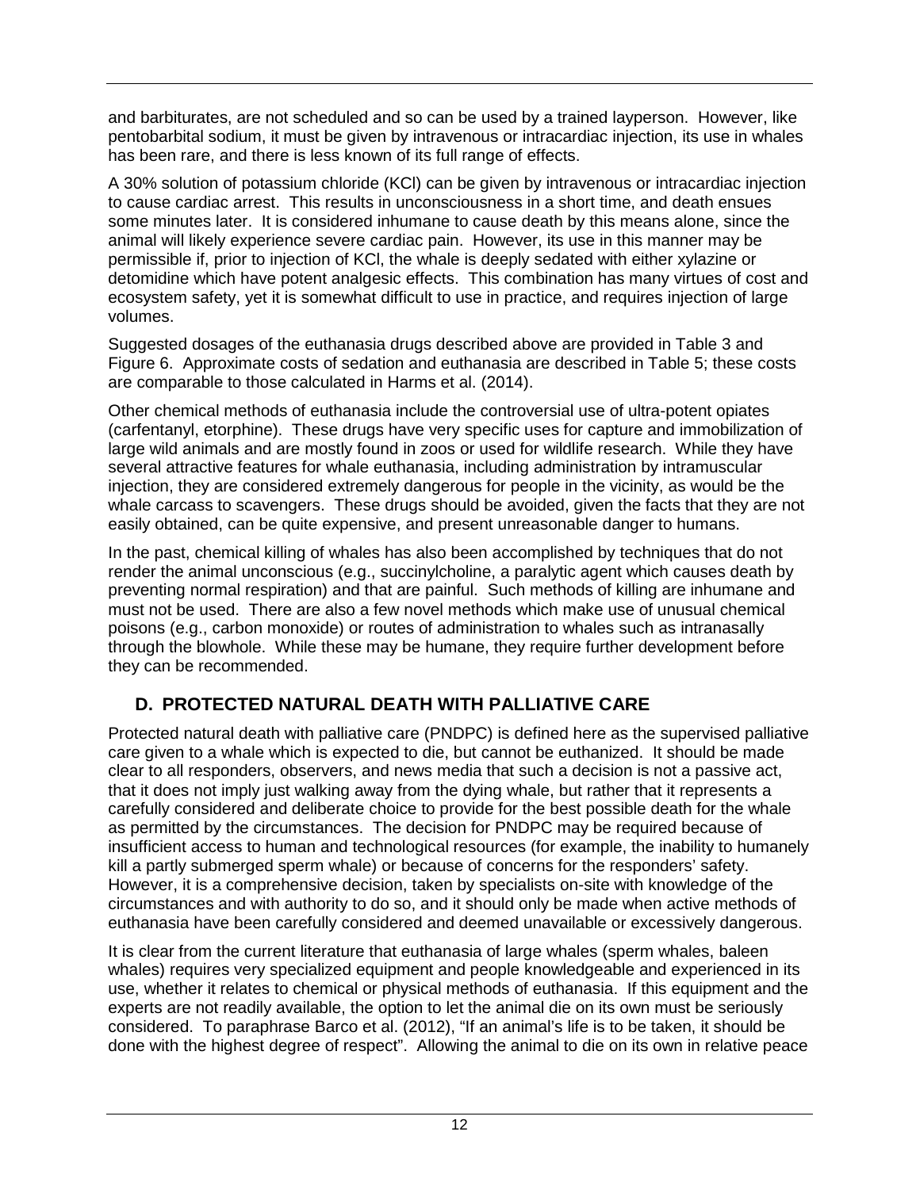and barbiturates, are not scheduled and so can be used by a trained layperson. However, like pentobarbital sodium, it must be given by intravenous or intracardiac injection, its use in whales has been rare, and there is less known of its full range of effects.

A 30% solution of potassium chloride (KCl) can be given by intravenous or intracardiac injection to cause cardiac arrest. This results in unconsciousness in a short time, and death ensues some minutes later. It is considered inhumane to cause death by this means alone, since the animal will likely experience severe cardiac pain. However, its use in this manner may be permissible if, prior to injection of KCl, the whale is deeply sedated with either xylazine or detomidine which have potent analgesic effects. This combination has many virtues of cost and ecosystem safety, yet it is somewhat difficult to use in practice, and requires injection of large volumes.

Suggested dosages of the euthanasia drugs described above are provided in Table 3 and Figure 6. Approximate costs of sedation and euthanasia are described in Table 5; these costs are comparable to those calculated in Harms et al. (2014).

Other chemical methods of euthanasia include the controversial use of ultra-potent opiates (carfentanyl, etorphine). These drugs have very specific uses for capture and immobilization of large wild animals and are mostly found in zoos or used for wildlife research. While they have several attractive features for whale euthanasia, including administration by intramuscular injection, they are considered extremely dangerous for people in the vicinity, as would be the whale carcass to scavengers. These drugs should be avoided, given the facts that they are not easily obtained, can be quite expensive, and present unreasonable danger to humans.

In the past, chemical killing of whales has also been accomplished by techniques that do not render the animal unconscious (e.g., succinylcholine, a paralytic agent which causes death by preventing normal respiration) and that are painful. Such methods of killing are inhumane and must not be used. There are also a few novel methods which make use of unusual chemical poisons (e.g., carbon monoxide) or routes of administration to whales such as intranasally through the blowhole. While these may be humane, they require further development before they can be recommended.

## D. PROTECTED NATURAL DEATH WITH PALLIATIVE CARE

Protected natural death with palliative care (PNDPC) is defined here as the supervised palliative care given to a whale which is expected to die, but cannot be euthanized. It should be made clear to all responders, observers, and news media that such a decision is not a passive act, that it does not imply just walking away from the dying whale, but rather that it represents a carefully considered and deliberate choice to provide for the best possible death for the whale as permitted by the circumstances. The decision for PNDPC may be required because of insufficient access to human and technological resources (for example, the inability to humanely kill a partly submerged sperm whale) or because of concerns for the responders' safety. However, it is a comprehensive decision, taken by specialists on-site with knowledge of the circumstances and with authority to do so, and it should only be made when active methods of euthanasia have been carefully considered and deemed unavailable or excessively dangerous.

It is clear from the current literature that euthanasia of large whales (sperm whales, baleen whales) requires very specialized equipment and people knowledgeable and experienced in its use, whether it relates to chemical or physical methods of euthanasia. If this equipment and the experts are not readily available, the option to let the animal die on its own must be seriously considered. To paraphrase Barco et al. (2012), "If an animal's life is to be taken, it should be done with the highest degree of respect". Allowing the animal to die on its own in relative peace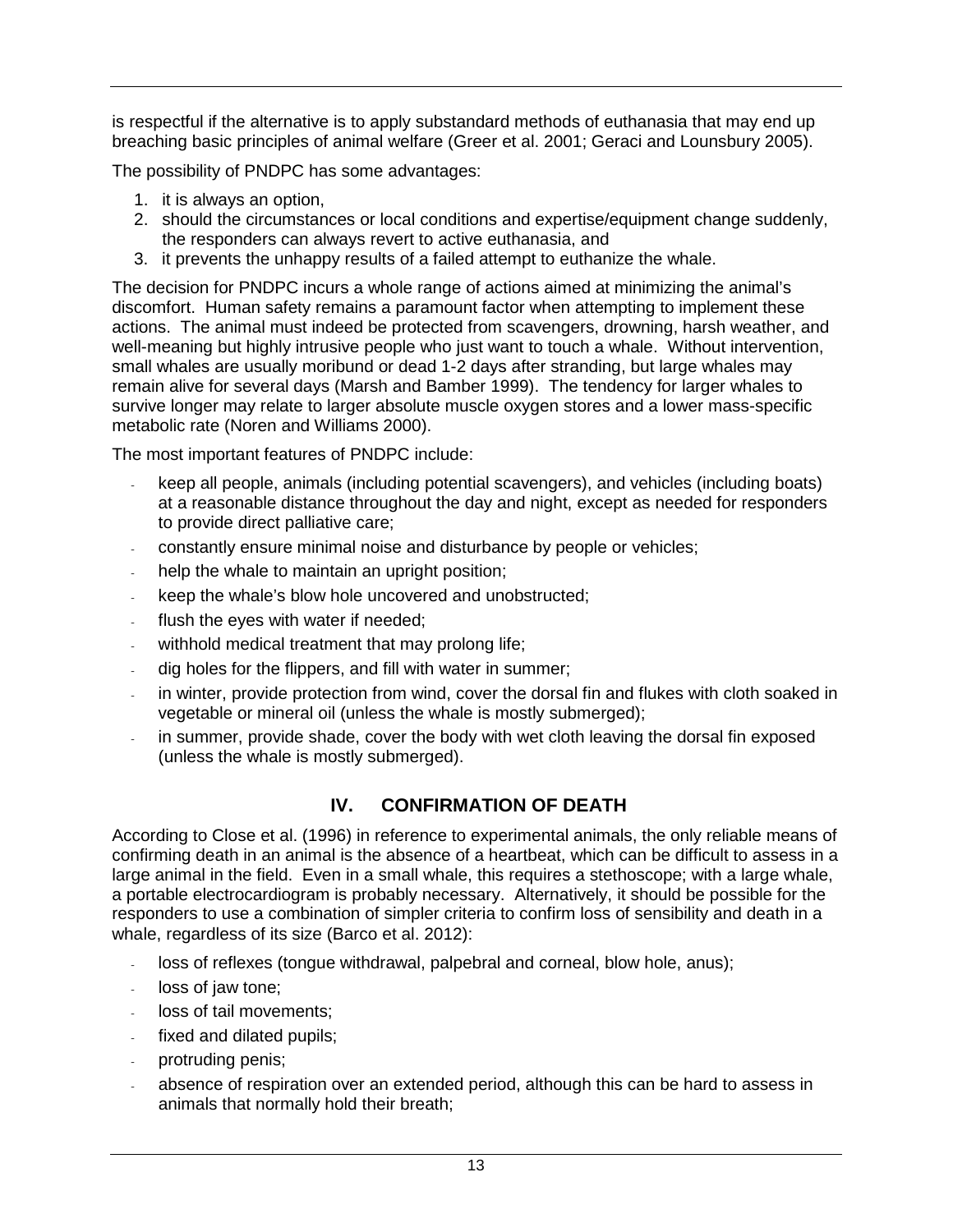is respectful if the alternative is to apply substandard methods of euthanasia that may end up breaching basic principles of animal welfare (Greer et al. 2001; Geraci and Lounsbury 2005).

The possibility of PNDPC has some advantages:

1. it is always an option,
2. should the circumstances or local conditions and expertise/equipment change suddenly, the responders can always revert to active euthanasia, and
3. it prevents the unhappy results of a failed attempt to euthanize the whale.

The decision for PNDPC incurs a whole range of actions aimed at minimizing the animal's discomfort. Human safety remains a paramount factor when attempting to implement these actions. The animal must indeed be protected from scavengers, drowning, harsh weather, and well-meaning but highly intrusive people who just want to touch a whale. Without intervention, small whales are usually moribund or dead 1-2 days after stranding, but large whales may remain alive for several days (Marsh and Bamber 1999). The tendency for larger whales to survive longer may relate to larger absolute muscle oxygen stores and a lower mass-specific metabolic rate (Noren and Williams 2000).

The most important features of PNDPC include:

- keep all people, animals (including potential scavengers), and vehicles (including boats) at a reasonable distance throughout the day and night, except as needed for responders to provide direct palliative care;
- constantly ensure minimal noise and disturbance by people or vehicles;
- help the whale to maintain an upright position;
- keep the whale's blow hole uncovered and unobstructed;
- flush the eyes with water if needed;
- withhold medical treatment that may prolong life;
- dig holes for the flippers, and fill with water in summer;
- in winter, provide protection from wind, cover the dorsal fin and flukes with cloth soaked in vegetable or mineral oil (unless the whale is mostly submerged);
- in summer, provide shade, cover the body with wet cloth leaving the dorsal fin exposed (unless the whale is mostly submerged).

## IV. CONFIRMATION OF DEATH

According to Close et al. (1996) in reference to experimental animals, the only reliable means of confirming death in an animal is the absence of a heartbeat, which can be difficult to assess in a large animal in the field. Even in a small whale, this requires a stethoscope; with a large whale, a portable electrocardiogram is probably necessary. Alternatively, it should be possible for the responders to use a combination of simpler criteria to confirm loss of sensibility and death in a whale, regardless of its size (Barco et al. 2012):

- loss of reflexes (tongue withdrawal, palpebral and corneal, blow hole, anus);
- loss of jaw tone;
- loss of tail movements;
- fixed and dilated pupils;
- protruding penis;
- absence of respiration over an extended period, although this can be hard to assess in animals that normally hold their breath;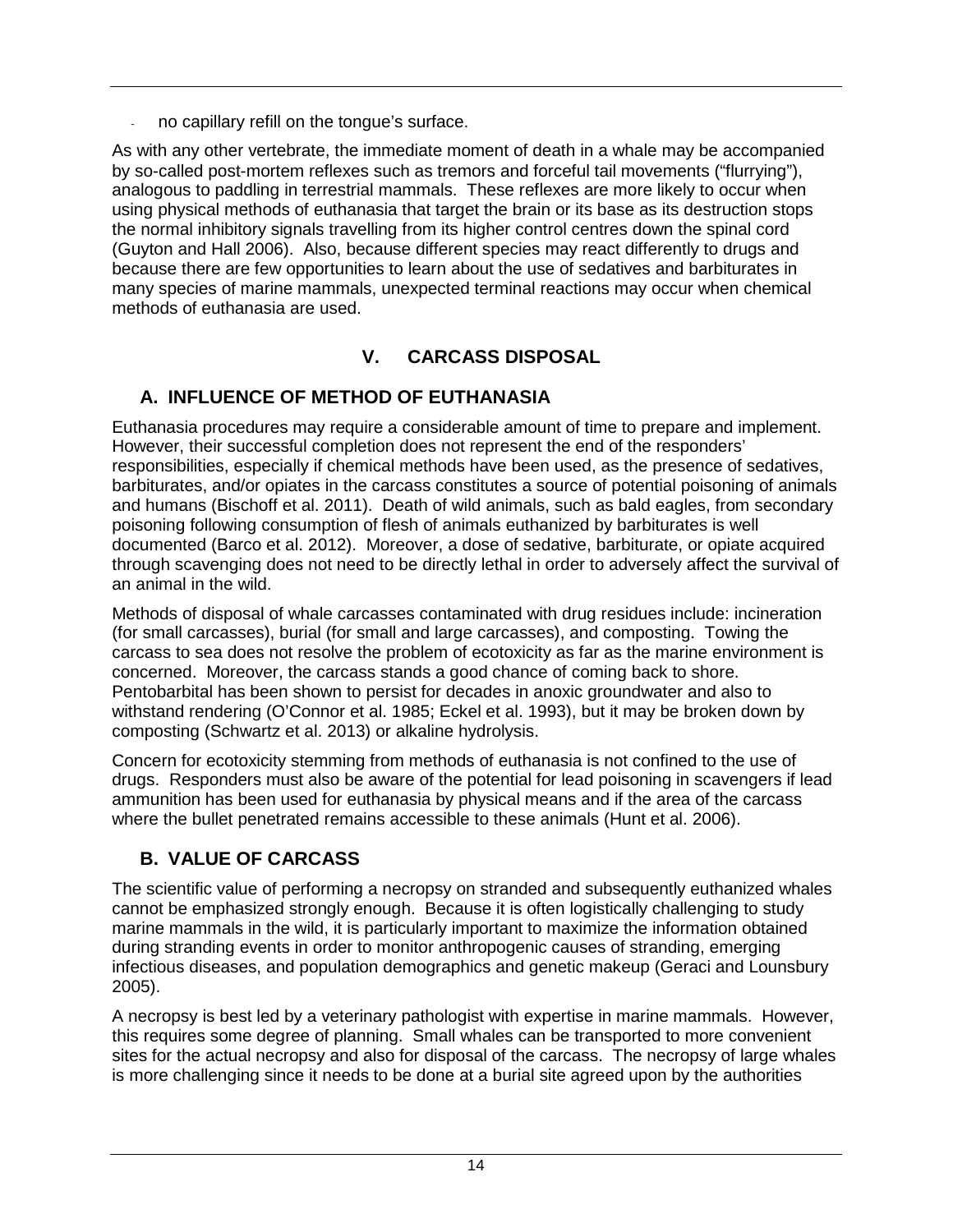- no capillary refill on the tongue's surface.

As with any other vertebrate, the immediate moment of death in a whale may be accompanied by so-called post-mortem reflexes such as tremors and forceful tail movements ("flurrying"), analogous to paddling in terrestrial mammals. These reflexes are more likely to occur when using physical methods of euthanasia that target the brain or its base as its destruction stops the normal inhibitory signals travelling from its higher control centres down the spinal cord (Guyton and Hall 2006). Also, because different species may react differently to drugs and because there are few opportunities to learn about the use of sedatives and barbiturates in many species of marine mammals, unexpected terminal reactions may occur when chemical methods of euthanasia are used.

# V. CARCASS DISPOSAL

## A. INFLUENCE OF METHOD OF EUTHANASIA

Euthanasia procedures may require a considerable amount of time to prepare and implement. However, their successful completion does not represent the end of the responders' responsibilities, especially if chemical methods have been used, as the presence of sedatives, barbiturates, and/or opiates in the carcass constitutes a source of potential poisoning of animals and humans (Bischoff et al. 2011). Death of wild animals, such as bald eagles, from secondary poisoning following consumption of flesh of animals euthanized by barbiturates is well documented (Barco et al. 2012). Moreover, a dose of sedative, barbiturate, or opiate acquired through scavenging does not need to be directly lethal in order to adversely affect the survival of an animal in the wild.

Methods of disposal of whale carcasses contaminated with drug residues include: incineration (for small carcasses), burial (for small and large carcasses), and composting. Towing the carcass to sea does not resolve the problem of ecotoxicity as far as the marine environment is concerned. Moreover, the carcass stands a good chance of coming back to shore. Pentobarbital has been shown to persist for decades in anoxic groundwater and also to withstand rendering (O'Connor et al. 1985; Eckel et al. 1993), but it may be broken down by composting (Schwartz et al. 2013) or alkaline hydrolysis.

Concern for ecotoxicity stemming from methods of euthanasia is not confined to the use of drugs. Responders must also be aware of the potential for lead poisoning in scavengers if lead ammunition has been used for euthanasia by physical means and if the area of the carcass where the bullet penetrated remains accessible to these animals (Hunt et al. 2006).

## B. VALUE OF CARCASS

The scientific value of performing a necropsy on stranded and subsequently euthanized whales cannot be emphasized strongly enough. Because it is often logistically challenging to study marine mammals in the wild, it is particularly important to maximize the information obtained during stranding events in order to monitor anthropogenic causes of stranding, emerging infectious diseases, and population demographics and genetic makeup (Geraci and Lounsbury 2005).

A necropsy is best led by a veterinary pathologist with expertise in marine mammals. However, this requires some degree of planning. Small whales can be transported to more convenient sites for the actual necropsy and also for disposal of the carcass. The necropsy of large whales is more challenging since it needs to be done at a burial site agreed upon by the authorities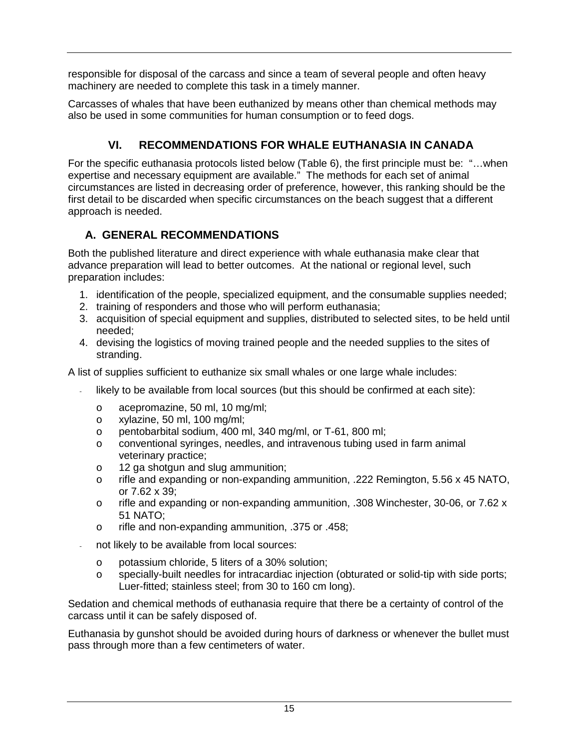responsible for disposal of the carcass and since a team of several people and often heavy machinery are needed to complete this task in a timely manner.

Carcasses of whales that have been euthanized by means other than chemical methods may also be used in some communities for human consumption or to feed dogs.

# VI. RECOMMENDATIONS FOR WHALE EUTHANASIA IN CANADA

For the specific euthanasia protocols listed below (Table 6), the first principle must be: "…when expertise and necessary equipment are available." The methods for each set of animal circumstances are listed in decreasing order of preference, however, this ranking should be the first detail to be discarded when specific circumstances on the beach suggest that a different approach is needed.

## A. GENERAL RECOMMENDATIONS

Both the published literature and direct experience with whale euthanasia make clear that advance preparation will lead to better outcomes. At the national or regional level, such preparation includes:

1. identification of the people, specialized equipment, and the consumable supplies needed;
2. training of responders and those who will perform euthanasia;
3. acquisition of special equipment and supplies, distributed to selected sites, to be held until needed;
4. devising the logistics of moving trained people and the needed supplies to the sites of stranding.

A list of supplies sufficient to euthanize six small whales or one large whale includes:

- likely to be available from local sources (but this should be confirmed at each site):
  - acepromazine, 50 ml, 10 mg/ml;
  - xylazine, 50 ml, 100 mg/ml;
  - pentobarbital sodium, 400 ml, 340 mg/ml, or T-61, 800 ml;
  - conventional syringes, needles, and intravenous tubing used in farm animal veterinary practice;
  - 12 ga shotgun and slug ammunition;
  - rifle and expanding or non-expanding ammunition, .222 Remington, 5.56 x 45 NATO, or 7.62 x 39;
  - rifle and expanding or non-expanding ammunition, .308 Winchester, 30-06, or 7.62 x 51 NATO;
  - rifle and non-expanding ammunition, .375 or .458;
- not likely to be available from local sources:
  - potassium chloride, 5 liters of a 30% solution;
  - specially-built needles for intracardiac injection (obturated or solid-tip with side ports; Luer-fitted; stainless steel; from 30 to 160 cm long).

Sedation and chemical methods of euthanasia require that there be a certainty of control of the carcass until it can be safely disposed of.

Euthanasia by gunshot should be avoided during hours of darkness or whenever the bullet must pass through more than a few centimeters of water.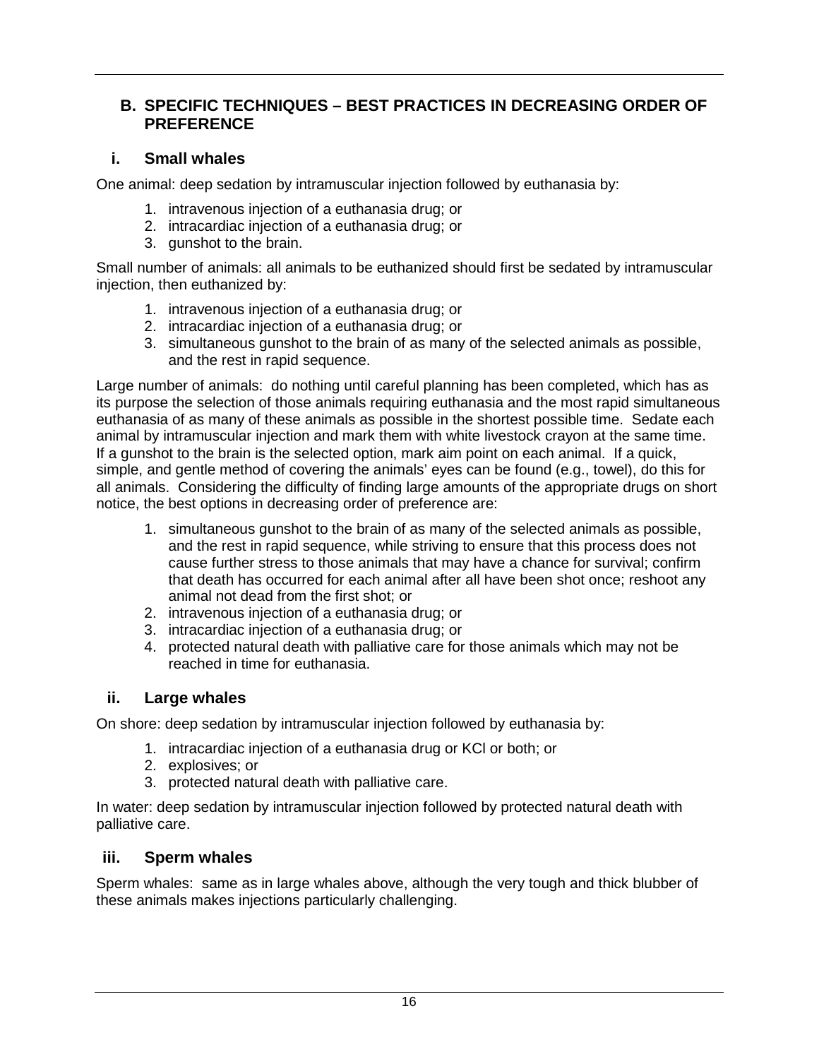## B. SPECIFIC TECHNIQUES – BEST PRACTICES IN DECREASING ORDER OF PREFERENCE

### i. Small whales

One animal: deep sedation by intramuscular injection followed by euthanasia by:

1. intravenous injection of a euthanasia drug; or
2. intracardiac injection of a euthanasia drug; or
3. gunshot to the brain.

Small number of animals: all animals to be euthanized should first be sedated by intramuscular injection, then euthanized by:

1. intravenous injection of a euthanasia drug; or
2. intracardiac injection of a euthanasia drug; or
3. simultaneous gunshot to the brain of as many of the selected animals as possible, and the rest in rapid sequence.

Large number of animals: do nothing until careful planning has been completed, which has as its purpose the selection of those animals requiring euthanasia and the most rapid simultaneous euthanasia of as many of these animals as possible in the shortest possible time. Sedate each animal by intramuscular injection and mark them with white livestock crayon at the same time. If a gunshot to the brain is the selected option, mark aim point on each animal. If a quick, simple, and gentle method of covering the animals' eyes can be found (e.g., towel), do this for all animals. Considering the difficulty of finding large amounts of the appropriate drugs on short notice, the best options in decreasing order of preference are:

1. simultaneous gunshot to the brain of as many of the selected animals as possible, and the rest in rapid sequence, while striving to ensure that this process does not cause further stress to those animals that may have a chance for survival; confirm that death has occurred for each animal after all have been shot once; reshoot any animal not dead from the first shot; or
2. intravenous injection of a euthanasia drug; or
3. intracardiac injection of a euthanasia drug; or
4. protected natural death with palliative care for those animals which may not be reached in time for euthanasia.

### ii. Large whales

On shore: deep sedation by intramuscular injection followed by euthanasia by:

1. intracardiac injection of a euthanasia drug or KCl or both; or
2. explosives; or
3. protected natural death with palliative care.

In water: deep sedation by intramuscular injection followed by protected natural death with palliative care.

### iii. Sperm whales

Sperm whales: same as in large whales above, although the very tough and thick blubber of these animals makes injections particularly challenging.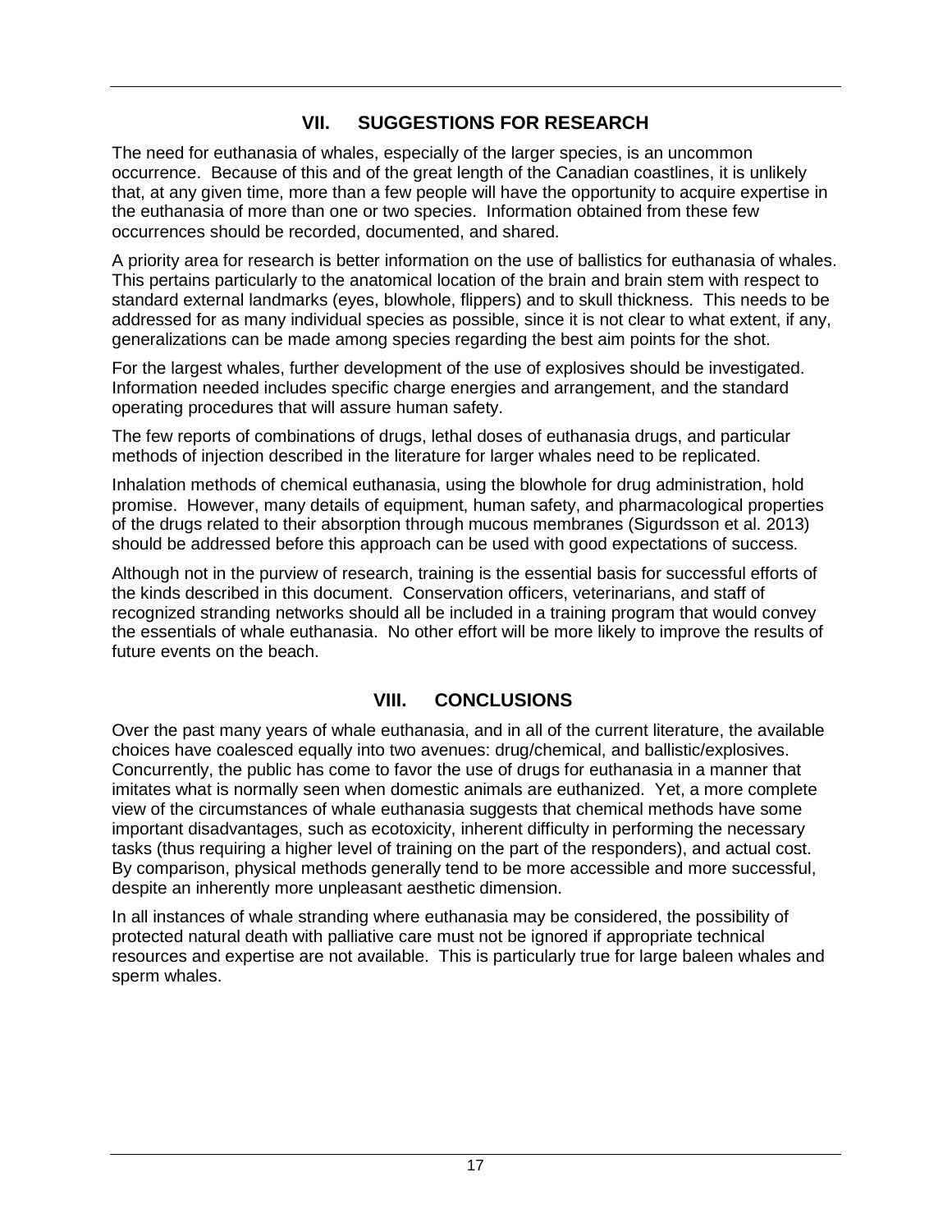## VII. SUGGESTIONS FOR RESEARCH

The need for euthanasia of whales, especially of the larger species, is an uncommon occurrence. Because of this and of the great length of the Canadian coastlines, it is unlikely that, at any given time, more than a few people will have the opportunity to acquire expertise in the euthanasia of more than one or two species. Information obtained from these few occurrences should be recorded, documented, and shared.

A priority area for research is better information on the use of ballistics for euthanasia of whales. This pertains particularly to the anatomical location of the brain and brain stem with respect to standard external landmarks (eyes, blowhole, flippers) and to skull thickness. This needs to be addressed for as many individual species as possible, since it is not clear to what extent, if any, generalizations can be made among species regarding the best aim points for the shot.

For the largest whales, further development of the use of explosives should be investigated. Information needed includes specific charge energies and arrangement, and the standard operating procedures that will assure human safety.

The few reports of combinations of drugs, lethal doses of euthanasia drugs, and particular methods of injection described in the literature for larger whales need to be replicated.

Inhalation methods of chemical euthanasia, using the blowhole for drug administration, hold promise. However, many details of equipment, human safety, and pharmacological properties of the drugs related to their absorption through mucous membranes (Sigurdsson et al. 2013) should be addressed before this approach can be used with good expectations of success.

Although not in the purview of research, training is the essential basis for successful efforts of the kinds described in this document. Conservation officers, veterinarians, and staff of recognized stranding networks should all be included in a training program that would convey the essentials of whale euthanasia. No other effort will be more likely to improve the results of future events on the beach.

## VIII. CONCLUSIONS

Over the past many years of whale euthanasia, and in all of the current literature, the available choices have coalesced equally into two avenues: drug/chemical, and ballistic/explosives. Concurrently, the public has come to favor the use of drugs for euthanasia in a manner that imitates what is normally seen when domestic animals are euthanized. Yet, a more complete view of the circumstances of whale euthanasia suggests that chemical methods have some important disadvantages, such as ecotoxicity, inherent difficulty in performing the necessary tasks (thus requiring a higher level of training on the part of the responders), and actual cost. By comparison, physical methods generally tend to be more accessible and more successful, despite an inherently more unpleasant aesthetic dimension.

In all instances of whale stranding where euthanasia may be considered, the possibility of protected natural death with palliative care must not be ignored if appropriate technical resources and expertise are not available. This is particularly true for large baleen whales and sperm whales.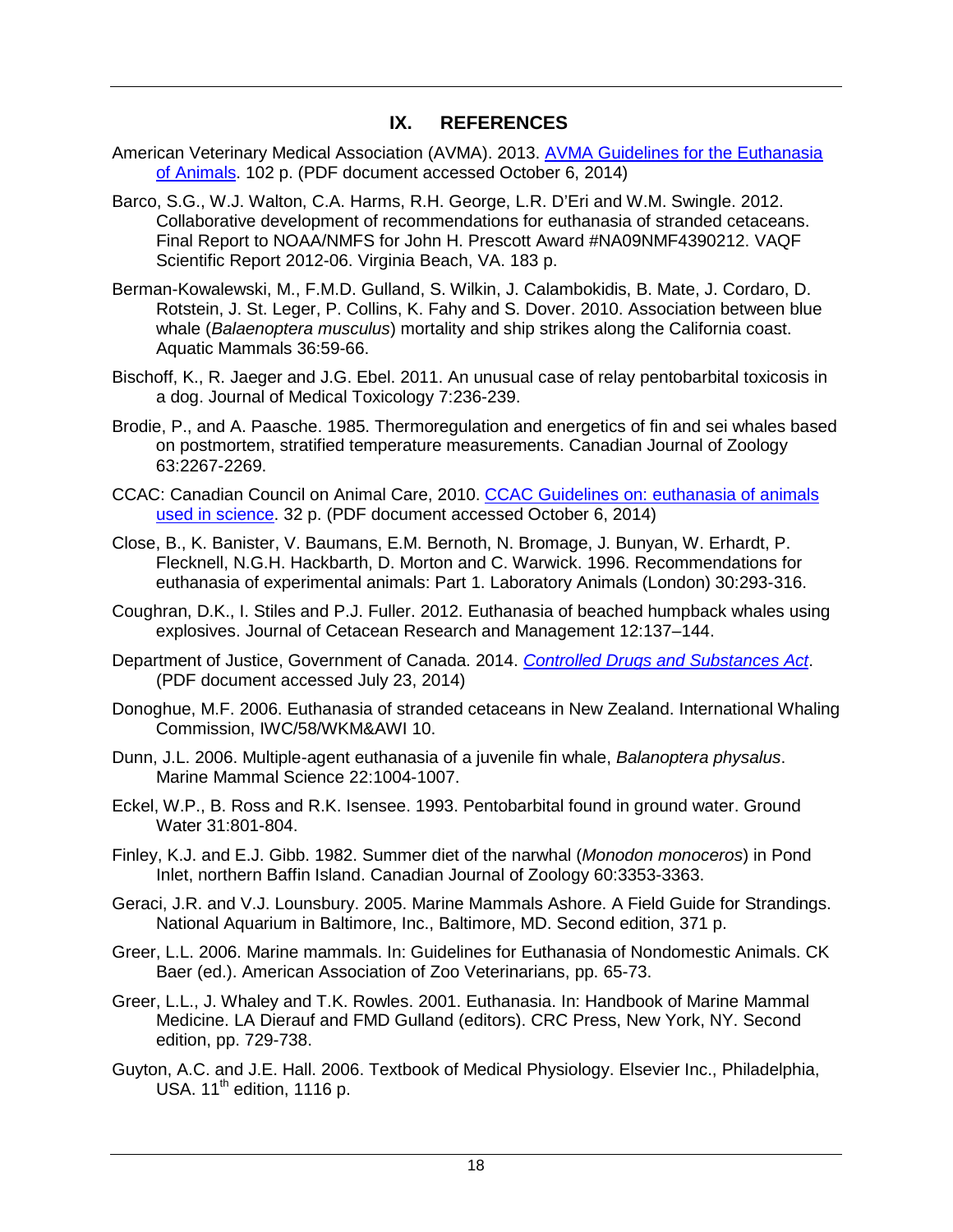## IX. REFERENCES

American Veterinary Medical Association (AVMA). 2013. AVMA Guidelines for the Euthanasia of Animals. 102 p. (PDF document accessed October 6, 2014)

Barco, S.G., W.J. Walton, C.A. Harms, R.H. George, L.R. D'Eri and W.M. Swingle. 2012. Collaborative development of recommendations for euthanasia of stranded cetaceans. Final Report to NOAA/NMFS for John H. Prescott Award #NA09NMF4390212. VAQF Scientific Report 2012-06. Virginia Beach, VA. 183 p.

Berman-Kowalewski, M., F.M.D. Gulland, S. Wilkin, J. Calambokidis, B. Mate, J. Cordaro, D. Rotstein, J. St. Leger, P. Collins, K. Fahy and S. Dover. 2010. Association between blue whale (*Balaenoptera musculus*) mortality and ship strikes along the California coast. Aquatic Mammals 36:59-66.

Bischoff, K., R. Jaeger and J.G. Ebel. 2011. An unusual case of relay pentobarbital toxicosis in a dog. Journal of Medical Toxicology 7:236-239.

Brodie, P., and A. Paasche. 1985. Thermoregulation and energetics of fin and sei whales based on postmortem, stratified temperature measurements. Canadian Journal of Zoology 63:2267-2269.

CCAC: Canadian Council on Animal Care, 2010. CCAC Guidelines on: euthanasia of animals used in science. 32 p. (PDF document accessed October 6, 2014)

Close, B., K. Banister, V. Baumans, E.M. Bernoth, N. Bromage, J. Bunyan, W. Erhardt, P. Flecknell, N.G.H. Hackbarth, D. Morton and C. Warwick. 1996. Recommendations for euthanasia of experimental animals: Part 1. Laboratory Animals (London) 30:293-316.

Coughran, D.K., I. Stiles and P.J. Fuller. 2012. Euthanasia of beached humpback whales using explosives. Journal of Cetacean Research and Management 12:137–144.

Department of Justice, Government of Canada. 2014. *Controlled Drugs and Substances Act*. (PDF document accessed July 23, 2014)

Donoghue, M.F. 2006. Euthanasia of stranded cetaceans in New Zealand. International Whaling Commission, IWC/58/WKM&AWI 10.

Dunn, J.L. 2006. Multiple-agent euthanasia of a juvenile fin whale, *Balanoptera physalus*. Marine Mammal Science 22:1004-1007.

Eckel, W.P., B. Ross and R.K. Isensee. 1993. Pentobarbital found in ground water. Ground Water 31:801-804.

Finley, K.J. and E.J. Gibb. 1982. Summer diet of the narwhal (*Monodon monoceros*) in Pond Inlet, northern Baffin Island. Canadian Journal of Zoology 60:3353-3363.

Geraci, J.R. and V.J. Lounsbury. 2005. Marine Mammals Ashore. A Field Guide for Strandings. National Aquarium in Baltimore, Inc., Baltimore, MD. Second edition, 371 p.

Greer, L.L. 2006. Marine mammals. In: Guidelines for Euthanasia of Nondomestic Animals. CK Baer (ed.). American Association of Zoo Veterinarians, pp. 65-73.

Greer, L.L., J. Whaley and T.K. Rowles. 2001. Euthanasia. In: Handbook of Marine Mammal Medicine. LA Dierauf and FMD Gulland (editors). CRC Press, New York, NY. Second edition, pp. 729-738.

Guyton, A.C. and J.E. Hall. 2006. Textbook of Medical Physiology. Elsevier Inc., Philadelphia, USA. 11th edition, 1116 p.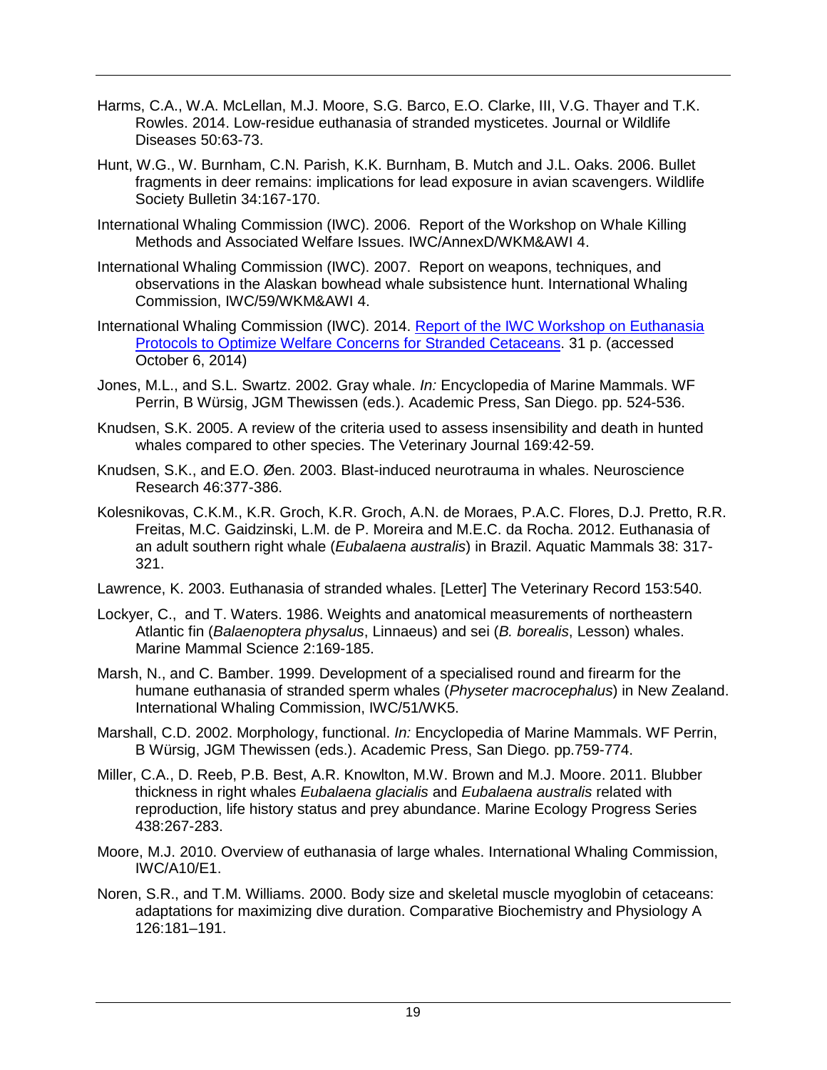Harms, C.A., W.A. McLellan, M.J. Moore, S.G. Barco, E.O. Clarke, III, V.G. Thayer and T.K. Rowles. 2014. Low-residue euthanasia of stranded mysticetes. Journal or Wildlife Diseases 50:63-73.

Hunt, W.G., W. Burnham, C.N. Parish, K.K. Burnham, B. Mutch and J.L. Oaks. 2006. Bullet fragments in deer remains: implications for lead exposure in avian scavengers. Wildlife Society Bulletin 34:167-170.

International Whaling Commission (IWC). 2006. Report of the Workshop on Whale Killing Methods and Associated Welfare Issues. IWC/AnnexD/WKM&AWI 4.

International Whaling Commission (IWC). 2007. Report on weapons, techniques, and observations in the Alaskan bowhead whale subsistence hunt. International Whaling Commission, IWC/59/WKM&AWI 4.

International Whaling Commission (IWC). 2014. Report of the IWC Workshop on Euthanasia Protocols to Optimize Welfare Concerns for Stranded Cetaceans. 31 p. (accessed October 6, 2014)

Jones, M.L., and S.L. Swartz. 2002. Gray whale. *In:* Encyclopedia of Marine Mammals. WF Perrin, B Würsig, JGM Thewissen (eds.). Academic Press, San Diego. pp. 524-536.

Knudsen, S.K. 2005. A review of the criteria used to assess insensibility and death in hunted whales compared to other species. The Veterinary Journal 169:42-59.

Knudsen, S.K., and E.O. Øen. 2003. Blast-induced neurotrauma in whales. Neuroscience Research 46:377-386.

Kolesnikovas, C.K.M., K.R. Groch, K.R. Groch, A.N. de Moraes, P.A.C. Flores, D.J. Pretto, R.R. Freitas, M.C. Gaidzinski, L.M. de P. Moreira and M.E.C. da Rocha. 2012. Euthanasia of an adult southern right whale (*Eubalaena australis*) in Brazil. Aquatic Mammals 38: 317-321.

Lawrence, K. 2003. Euthanasia of stranded whales. [Letter] The Veterinary Record 153:540.

Lockyer, C., and T. Waters. 1986. Weights and anatomical measurements of northeastern Atlantic fin (*Balaenoptera physalus*, Linnaeus) and sei (*B. borealis*, Lesson) whales. Marine Mammal Science 2:169-185.

Marsh, N., and C. Bamber. 1999. Development of a specialised round and firearm for the humane euthanasia of stranded sperm whales (*Physeter macrocephalus*) in New Zealand. International Whaling Commission, IWC/51/WK5.

Marshall, C.D. 2002. Morphology, functional. *In:* Encyclopedia of Marine Mammals. WF Perrin, B Würsig, JGM Thewissen (eds.). Academic Press, San Diego. pp.759-774.

Miller, C.A., D. Reeb, P.B. Best, A.R. Knowlton, M.W. Brown and M.J. Moore. 2011. Blubber thickness in right whales *Eubalaena glacialis* and *Eubalaena australis* related with reproduction, life history status and prey abundance. Marine Ecology Progress Series 438:267-283.

Moore, M.J. 2010. Overview of euthanasia of large whales. International Whaling Commission, IWC/A10/E1.

Noren, S.R., and T.M. Williams. 2000. Body size and skeletal muscle myoglobin of cetaceans: adaptations for maximizing dive duration. Comparative Biochemistry and Physiology A 126:181–191.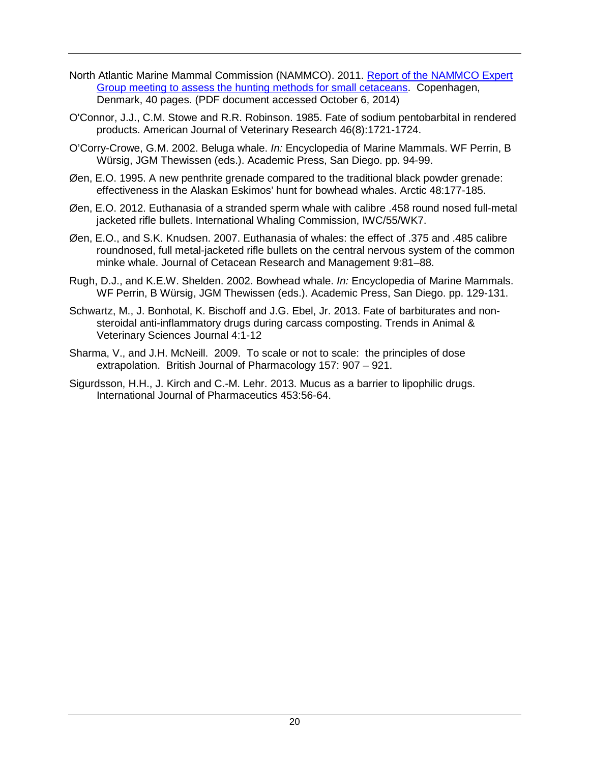North Atlantic Marine Mammal Commission (NAMMCO). 2011. Report of the NAMMCO Expert Group meeting to assess the hunting methods for small cetaceans. Copenhagen, Denmark, 40 pages. (PDF document accessed October 6, 2014)

O'Connor, J.J., C.M. Stowe and R.R. Robinson. 1985. Fate of sodium pentobarbital in rendered products. American Journal of Veterinary Research 46(8):1721-1724.

O'Corry-Crowe, G.M. 2002. Beluga whale. *In:* Encyclopedia of Marine Mammals. WF Perrin, B Würsig, JGM Thewissen (eds.). Academic Press, San Diego. pp. 94-99.

Øen, E.O. 1995. A new penthrite grenade compared to the traditional black powder grenade: effectiveness in the Alaskan Eskimos' hunt for bowhead whales. Arctic 48:177-185.

Øen, E.O. 2012. Euthanasia of a stranded sperm whale with calibre .458 round nosed full-metal jacketed rifle bullets. International Whaling Commission, IWC/55/WK7.

Øen, E.O., and S.K. Knudsen. 2007. Euthanasia of whales: the effect of .375 and .485 calibre roundnosed, full metal-jacketed rifle bullets on the central nervous system of the common minke whale. Journal of Cetacean Research and Management 9:81–88.

Rugh, D.J., and K.E.W. Shelden. 2002. Bowhead whale. *In:* Encyclopedia of Marine Mammals. WF Perrin, B Würsig, JGM Thewissen (eds.). Academic Press, San Diego. pp. 129-131.

Schwartz, M., J. Bonhotal, K. Bischoff and J.G. Ebel, Jr. 2013. Fate of barbiturates and non-steroidal anti-inflammatory drugs during carcass composting. Trends in Animal & Veterinary Sciences Journal 4:1-12

Sharma, V., and J.H. McNeill. 2009. To scale or not to scale: the principles of dose extrapolation. British Journal of Pharmacology 157: 907 – 921.

Sigurdsson, H.H., J. Kirch and C.-M. Lehr. 2013. Mucus as a barrier to lipophilic drugs. International Journal of Pharmaceutics 453:56-64.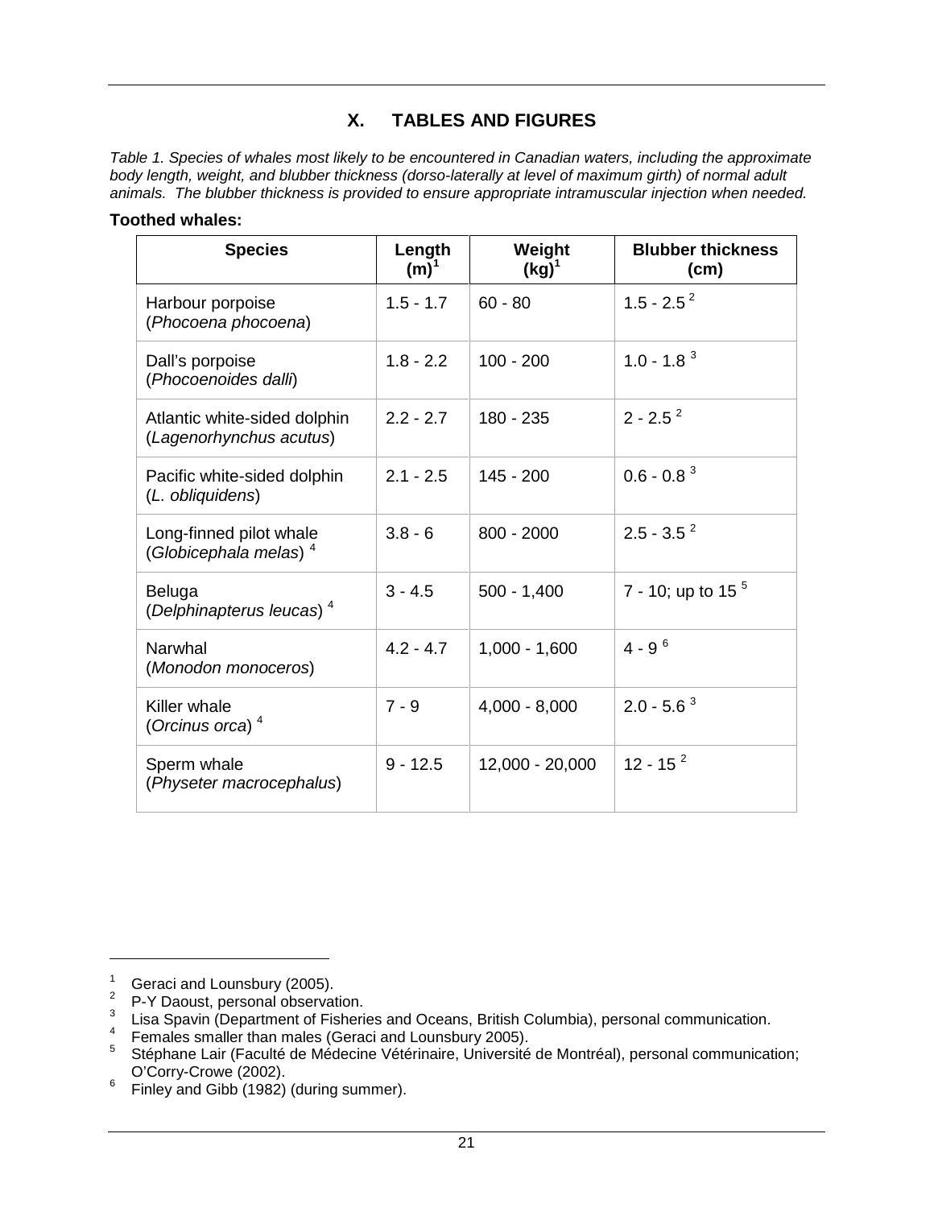# X. TABLES AND FIGURES

*Table 1. Species of whales most likely to be encountered in Canadian waters, including the approximate body length, weight, and blubber thickness (dorso-laterally at level of maximum girth) of normal adult animals. The blubber thickness is provided to ensure appropriate intramuscular injection when needed.*

**Toothed whales:**

| Species | Length (m)[1] | Weight (kg)[1] | Blubber thickness (cm) |
|---|---|---|---|
| Harbour porpoise (*Phocoena phocoena*) | 1.5 - 1.7 | 60 - 80 | 1.5 - 2.5 [2] |
| Dall's porpoise (*Phocoenoides dalli*) | 1.8 - 2.2 | 100 - 200 | 1.0 - 1.8 [3] |
| Atlantic white-sided dolphin (*Lagenorhynchus acutus*) | 2.2 - 2.7 | 180 - 235 | 2 - 2.5 [2] |
| Pacific white-sided dolphin (*L. obliquidens*) | 2.1 - 2.5 | 145 - 200 | 0.6 - 0.8 [3] |
| Long-finned pilot whale (*Globicephala melas*) [4] | 3.8 - 6 | 800 - 2000 | 2.5 - 3.5 [2] |
| Beluga (*Delphinapterus leucas*) [4] | 3 - 4.5 | 500 - 1,400 | 7 - 10; up to 15 [5] |
| Narwhal (*Monodon monoceros*) | 4.2 - 4.7 | 1,000 - 1,600 | 4 - 9 [6] |
| Killer whale (*Orcinus orca*) [4] | 7 - 9 | 4,000 - 8,000 | 2.0 - 5.6 [3] |
| Sperm whale (*Physeter macrocephalus*) | 9 - 12.5 | 12,000 - 20,000 | 12 - 15 [2] |

[1] Geraci and Lounsbury (2005).
[2] P-Y Daoust, personal observation.
[3] Lisa Spavin (Department of Fisheries and Oceans, British Columbia), personal communication.
[4] Females smaller than males (Geraci and Lounsbury 2005).
[5] Stéphane Lair (Faculté de Médecine Vétérinaire, Université de Montréal), personal communication; O'Corry-Crowe (2002).
[6] Finley and Gibb (1982) (during summer).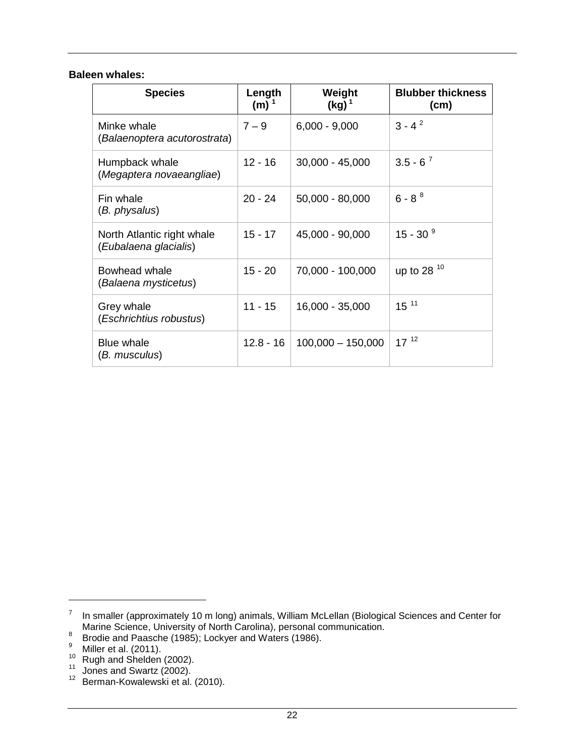**Baleen whales:**

| Species | Length (m) [1] | Weight (kg) [1] | Blubber thickness (cm) |
|---|---|---|---|
| Minke whale (*Balaenoptera acutorostrata*) | 7 – 9 | 6,000 - 9,000 | 3 - 4 [2] |
| Humpback whale (*Megaptera novaeangliae*) | 12 - 16 | 30,000 - 45,000 | 3.5 - 6 [7] |
| Fin whale (*B. physalus*) | 20 - 24 | 50,000 - 80,000 | 6 - 8 [8] |
| North Atlantic right whale (*Eubalaena glacialis*) | 15 - 17 | 45,000 - 90,000 | 15 - 30 [9] |
| Bowhead whale (*Balaena mysticetus*) | 15 - 20 | 70,000 - 100,000 | up to 28 [10] |
| Grey whale (*Eschrichtius robustus*) | 11 - 15 | 16,000 - 35,000 | 15 [11] |
| Blue whale (*B. musculus*) | 12.8 - 16 | 100,000 – 150,000 | 17 [12] |

---

[7] In smaller (approximately 10 m long) animals, William McLellan (Biological Sciences and Center for Marine Science, University of North Carolina), personal communication.

[8] Brodie and Paasche (1985); Lockyer and Waters (1986).

[9] Miller et al. (2011).

[10] Rugh and Shelden (2002).

[11] Jones and Swartz (2002).

[12] Berman-Kowalewski et al. (2010).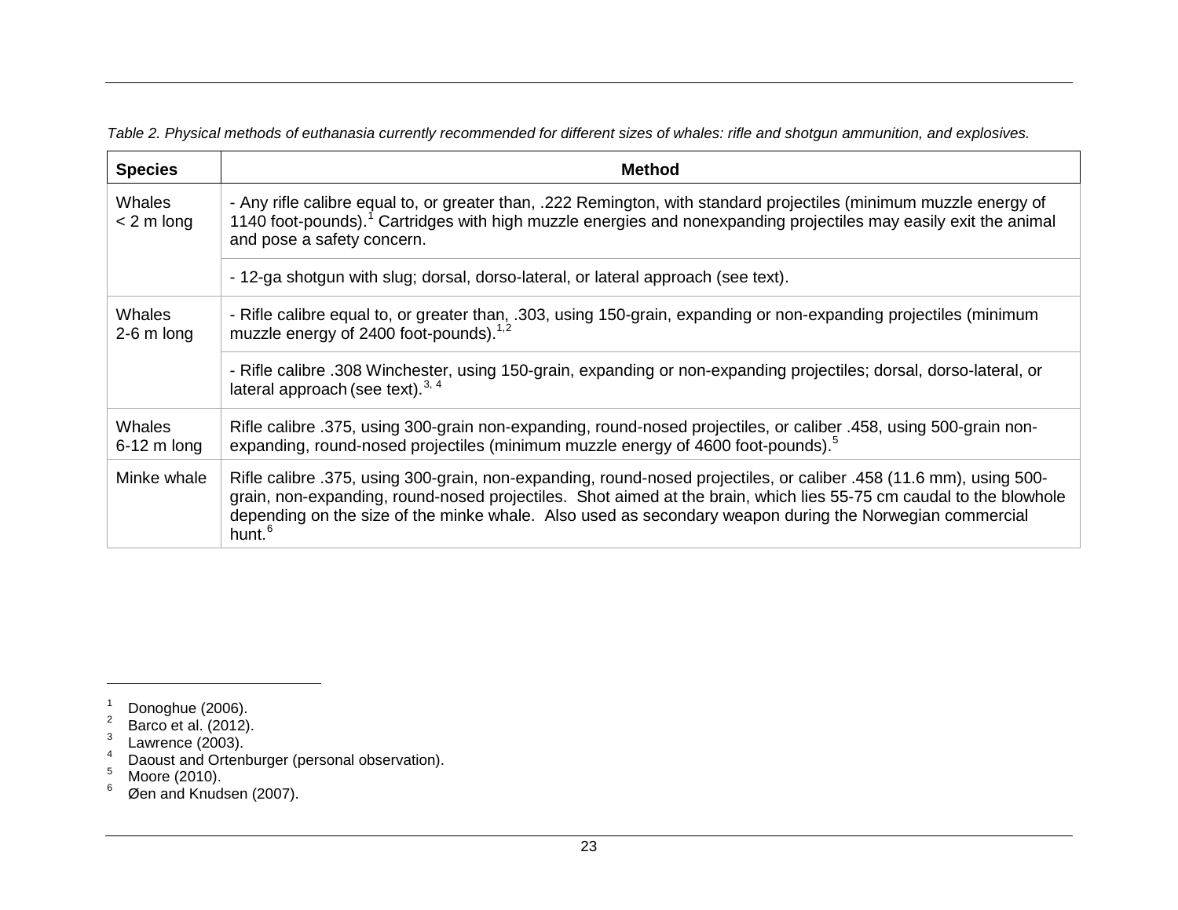*Table 2. Physical methods of euthanasia currently recommended for different sizes of whales: rifle and shotgun ammunition, and explosives.*

| Species | Method |
|---|---|
| Whales < 2 m long | - Any rifle calibre equal to, or greater than, .222 Remington, with standard projectiles (minimum muzzle energy of 1140 foot-pounds).[1] Cartridges with high muzzle energies and nonexpanding projectiles may easily exit the animal and pose a safety concern. |
| | - 12-ga shotgun with slug; dorsal, dorso-lateral, or lateral approach (see text). |
| Whales 2-6 m long | - Rifle calibre equal to, or greater than, .303, using 150-grain, expanding or non-expanding projectiles (minimum muzzle energy of 2400 foot-pounds).[1,2] |
| | - Rifle calibre .308 Winchester, using 150-grain, expanding or non-expanding projectiles; dorsal, dorso-lateral, or lateral approach (see text).[3, 4] |
| Whales 6-12 m long | Rifle calibre .375, using 300-grain non-expanding, round-nosed projectiles, or caliber .458, using 500-grain non-expanding, round-nosed projectiles (minimum muzzle energy of 4600 foot-pounds).[5] |
| Minke whale | Rifle calibre .375, using 300-grain, non-expanding, round-nosed projectiles, or caliber .458 (11.6 mm), using 500-grain, non-expanding, round-nosed projectiles. Shot aimed at the brain, which lies 55-75 cm caudal to the blowhole depending on the size of the minke whale. Also used as secondary weapon during the Norwegian commercial hunt.[6] |

---

[1] Donoghue (2006).
[2] Barco et al. (2012).
[3] Lawrence (2003).
[4] Daoust and Ortenburger (personal observation).
[5] Moore (2010).
[6] Øen and Knudsen (2007).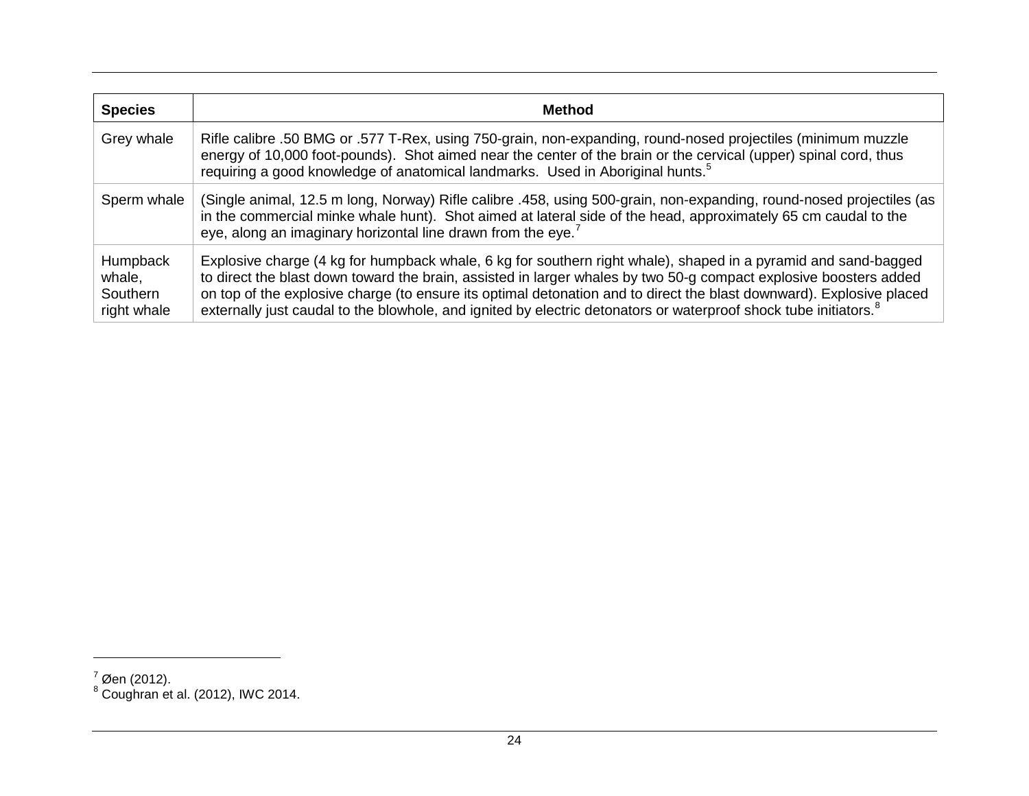| Species | Method |
|---|---|
| Grey whale | Rifle calibre .50 BMG or .577 T-Rex, using 750-grain, non-expanding, round-nosed projectiles (minimum muzzle energy of 10,000 foot-pounds). Shot aimed near the center of the brain or the cervical (upper) spinal cord, thus requiring a good knowledge of anatomical landmarks. Used in Aboriginal hunts.[5] |
| Sperm whale | (Single animal, 12.5 m long, Norway) Rifle calibre .458, using 500-grain, non-expanding, round-nosed projectiles (as in the commercial minke whale hunt). Shot aimed at lateral side of the head, approximately 65 cm caudal to the eye, along an imaginary horizontal line drawn from the eye.[7] |
| Humpback whale, Southern right whale | Explosive charge (4 kg for humpback whale, 6 kg for southern right whale), shaped in a pyramid and sand-bagged to direct the blast down toward the brain, assisted in larger whales by two 50-g compact explosive boosters added on top of the explosive charge (to ensure its optimal detonation and to direct the blast downward). Explosive placed externally just caudal to the blowhole, and ignited by electric detonators or waterproof shock tube initiators.[8] |

[7] Øen (2012).
[8] Coughran et al. (2012), IWC 2014.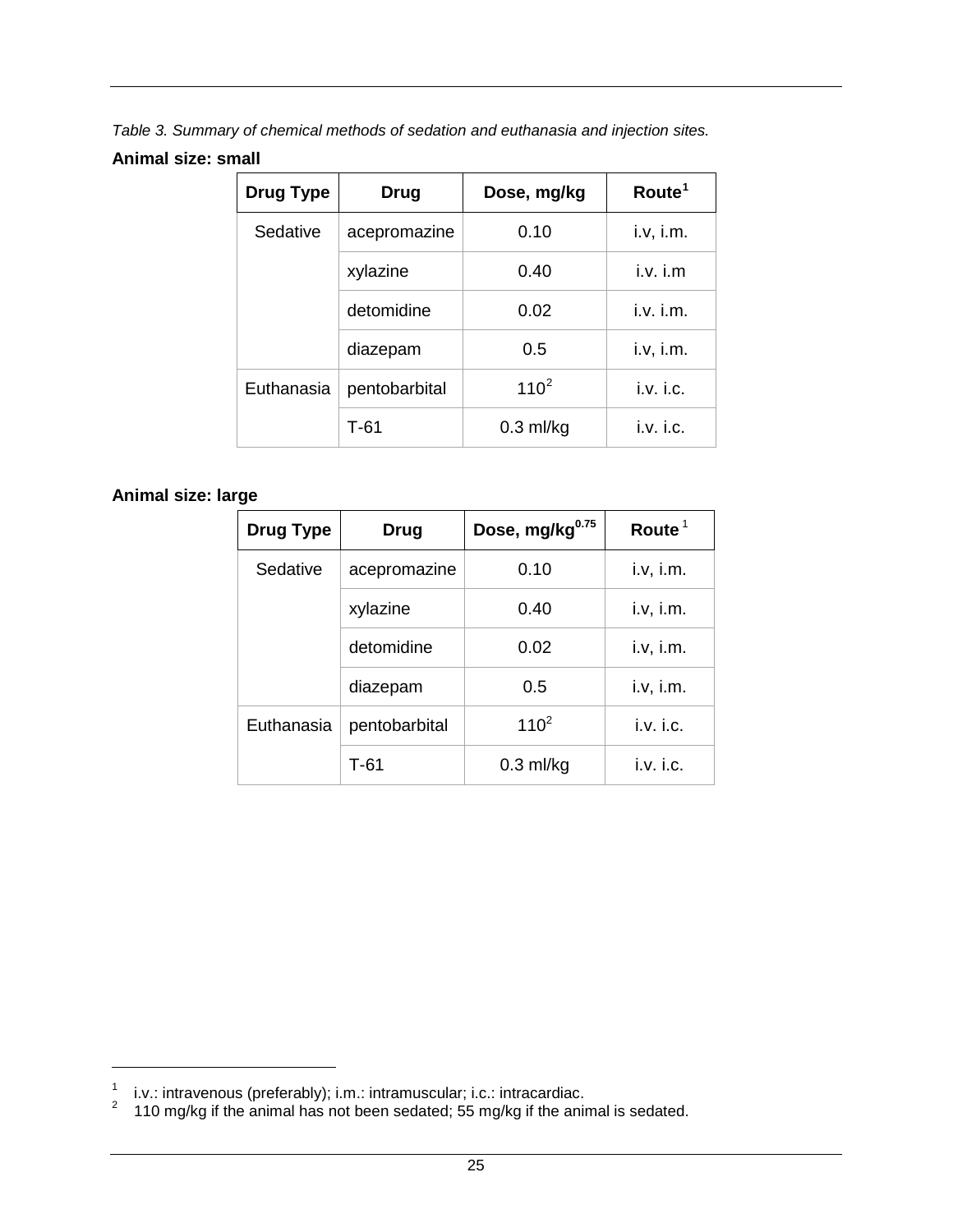*Table 3. Summary of chemical methods of sedation and euthanasia and injection sites.*

**Animal size: small**

| Drug Type | Drug | Dose, mg/kg | Route[1] |
|---|---|---|---|
| Sedative | acepromazine | 0.10 | i.v, i.m. |
| | xylazine | 0.40 | i.v. i.m |
| | detomidine | 0.02 | i.v. i.m. |
| | diazepam | 0.5 | i.v, i.m. |
| Euthanasia | pentobarbital | 110[2] | i.v. i.c. |
| | T-61 | 0.3 ml/kg | i.v. i.c. |

**Animal size: large**

| Drug Type | Drug | Dose, $mg/kg^{0.75}$ | Route[1] |
|---|---|---|---|
| Sedative | acepromazine | 0.10 | i.v, i.m. |
| | xylazine | 0.40 | i.v, i.m. |
| | detomidine | 0.02 | i.v, i.m. |
| | diazepam | 0.5 | i.v, i.m. |
| Euthanasia | pentobarbital | 110[2] | i.v. i.c. |
| | T-61 | 0.3 ml/kg | i.v. i.c. |

[1] i.v.: intravenous (preferably); i.m.: intramuscular; i.c.: intracardiac.
[2] 110 mg/kg if the animal has not been sedated; 55 mg/kg if the animal is sedated.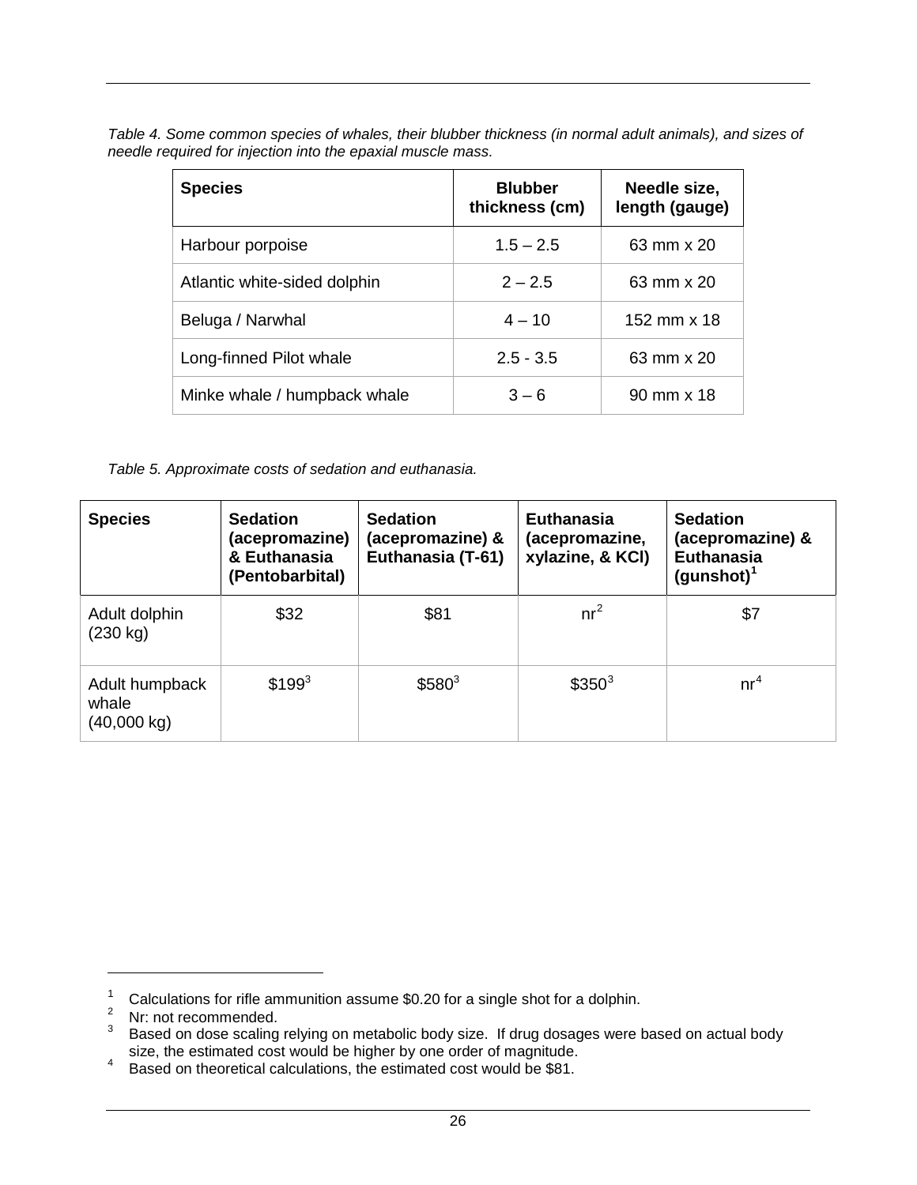*Table 4. Some common species of whales, their blubber thickness (in normal adult animals), and sizes of needle required for injection into the epaxial muscle mass.*

| **Species** | **Blubber thickness (cm)** | **Needle size, length (gauge)** |
|---|---|---|
| Harbour porpoise | 1.5 – 2.5 | 63 mm x 20 |
| Atlantic white-sided dolphin | 2 – 2.5 | 63 mm x 20 |
| Beluga / Narwhal | 4 – 10 | 152 mm x 18 |
| Long-finned Pilot whale | 2.5 - 3.5 | 63 mm x 20 |
| Minke whale / humpback whale | 3 – 6 | 90 mm x 18 |

*Table 5. Approximate costs of sedation and euthanasia.*

| **Species** | **Sedation (acepromazine) & Euthanasia (Pentobarbital)** | **Sedation (acepromazine) & Euthanasia (T-61)** | **Euthanasia (acepromazine, xylazine, & KCl)** | **Sedation (acepromazine) & Euthanasia (gunshot)[1]** |
|---|---|---|---|---|
| Adult dolphin (230 kg) | $32 | $81 | nr[2] | $7 |
| Adult humpback whale (40,000 kg) | $199[3] | $580[3] | $350[3] | nr[4] |

[1] Calculations for rifle ammunition assume $0.20 for a single shot for a dolphin.

[2] Nr: not recommended.

[3] Based on dose scaling relying on metabolic body size. If drug dosages were based on actual body size, the estimated cost would be higher by one order of magnitude.

[4] Based on theoretical calculations, the estimated cost would be $81.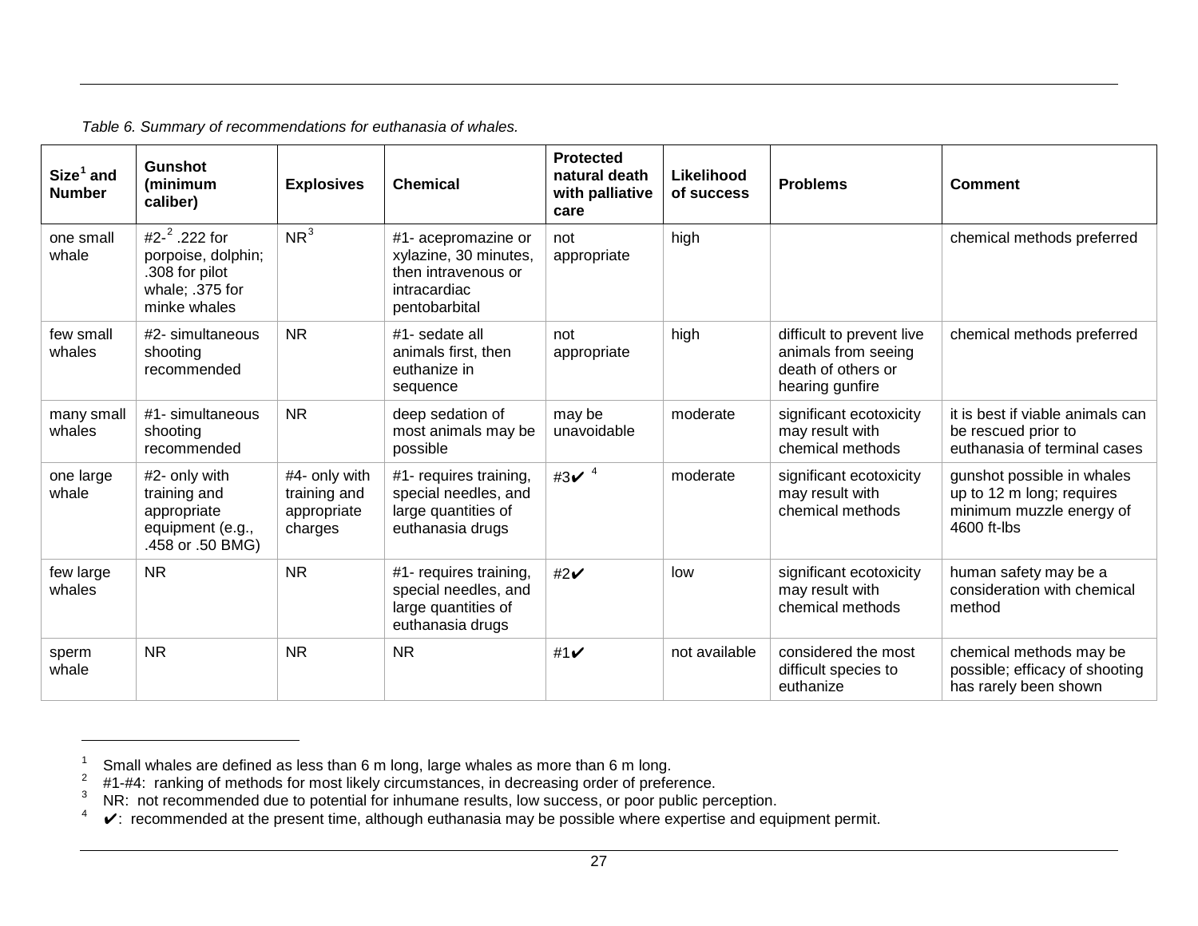*Table 6. Summary of recommendations for euthanasia of whales.*

| Size[1] and Number | Gunshot (minimum caliber) | Explosives | Chemical | Protected natural death with palliative care | Likelihood of success | Problems | Comment |
|---|---|---|---|---|---|---|---|
| one small whale | #2-[2] .222 for porpoise, dolphin; .308 for pilot whale; .375 for minke whales | NR[3] | #1- acepromazine or xylazine, 30 minutes, then intravenous or intracardiac pentobarbital | not appropriate | high | | chemical methods preferred |
| few small whales | #2- simultaneous shooting recommended | NR | #1- sedate all animals first, then euthanize in sequence | not appropriate | high | difficult to prevent live animals from seeing death of others or hearing gunfire | chemical methods preferred |
| many small whales | #1- simultaneous shooting recommended | NR | deep sedation of most animals may be possible | may be unavoidable | moderate | significant ecotoxicity may result with chemical methods | it is best if viable animals can be rescued prior to euthanasia of terminal cases |
| one large whale | #2- only with training and appropriate equipment (e.g., .458 or .50 BMG) | #4- only with training and appropriate charges | #1- requires training, special needles, and large quantities of euthanasia drugs | #3✔ [4] | moderate | significant ecotoxicity may result with chemical methods | gunshot possible in whales up to 12 m long; requires minimum muzzle energy of 4600 ft-lbs |
| few large whales | NR | NR | #1- requires training, special needles, and large quantities of euthanasia drugs | #2✔ | low | significant ecotoxicity may result with chemical methods | human safety may be a consideration with chemical method |
| sperm whale | NR | NR | NR | #1✔ | not available | considered the most difficult species to euthanize | chemical methods may be possible; efficacy of shooting has rarely been shown |

[1] Small whales are defined as less than 6 m long, large whales as more than 6 m long.

[2] #1-#4: ranking of methods for most likely circumstances, in decreasing order of preference.

[3] NR: not recommended due to potential for inhumane results, low success, or poor public perception.

[4] ✔: recommended at the present time, although euthanasia may be possible where expertise and equipment permit.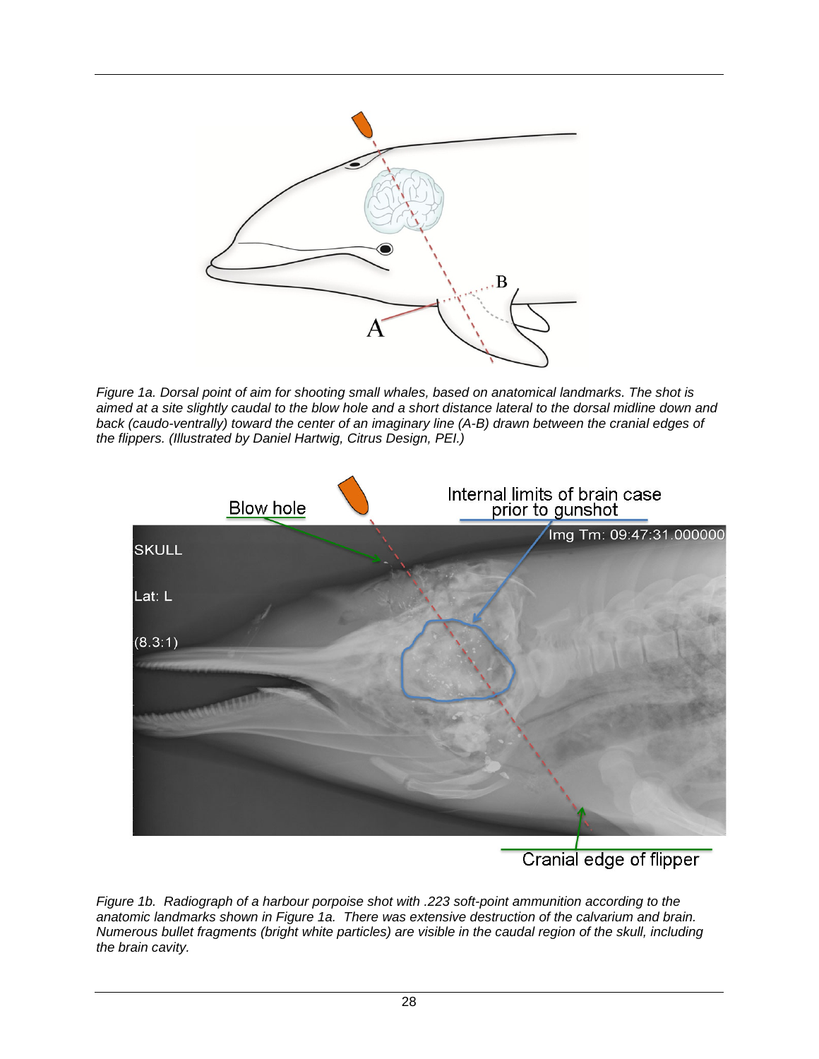*Figure 1a. Dorsal point of aim for shooting small whales, based on anatomical landmarks. The shot is aimed at a site slightly caudal to the blow hole and a short distance lateral to the dorsal midline down and back (caudo-ventrally) toward the center of an imaginary line (A-B) drawn between the cranial edges of the flippers. (Illustrated by Daniel Hartwig, Citrus Design, PEI.)*

*Figure 1b. Radiograph of a harbour porpoise shot with .223 soft-point ammunition according to the anatomic landmarks shown in Figure 1a. There was extensive destruction of the calvarium and brain. Numerous bullet fragments (bright white particles) are visible in the caudal region of the skull, including the brain cavity.*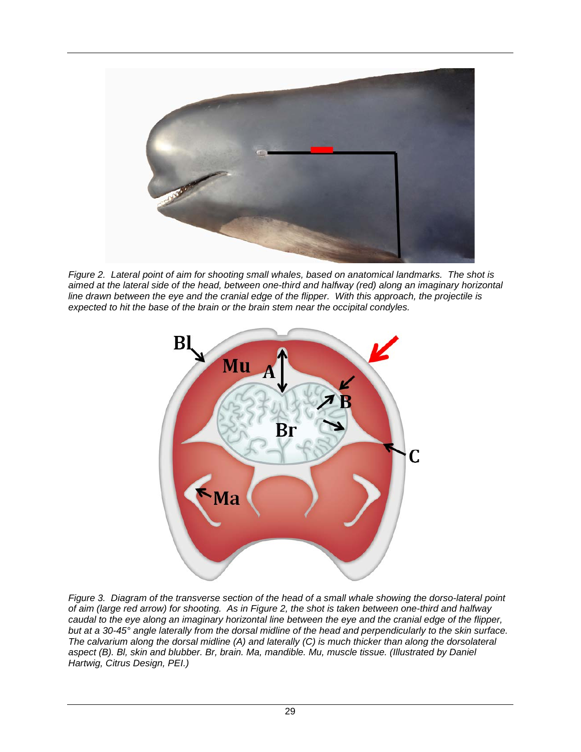*Figure 2. Lateral point of aim for shooting small whales, based on anatomical landmarks. The shot is aimed at the lateral side of the head, between one-third and halfway (red) along an imaginary horizontal line drawn between the eye and the cranial edge of the flipper. With this approach, the projectile is expected to hit the base of the brain or the brain stem near the occipital condyles.*

*Figure 3. Diagram of the transverse section of the head of a small whale showing the dorso-lateral point of aim (large red arrow) for shooting. As in Figure 2, the shot is taken between one-third and halfway caudal to the eye along an imaginary horizontal line between the eye and the cranial edge of the flipper, but at a 30-45° angle laterally from the dorsal midline of the head and perpendicularly to the skin surface. The calvarium along the dorsal midline (A) and laterally (C) is much thicker than along the dorsolateral aspect (B). Bl, skin and blubber. Br, brain. Ma, mandible. Mu, muscle tissue. (Illustrated by Daniel Hartwig, Citrus Design, PEI.)*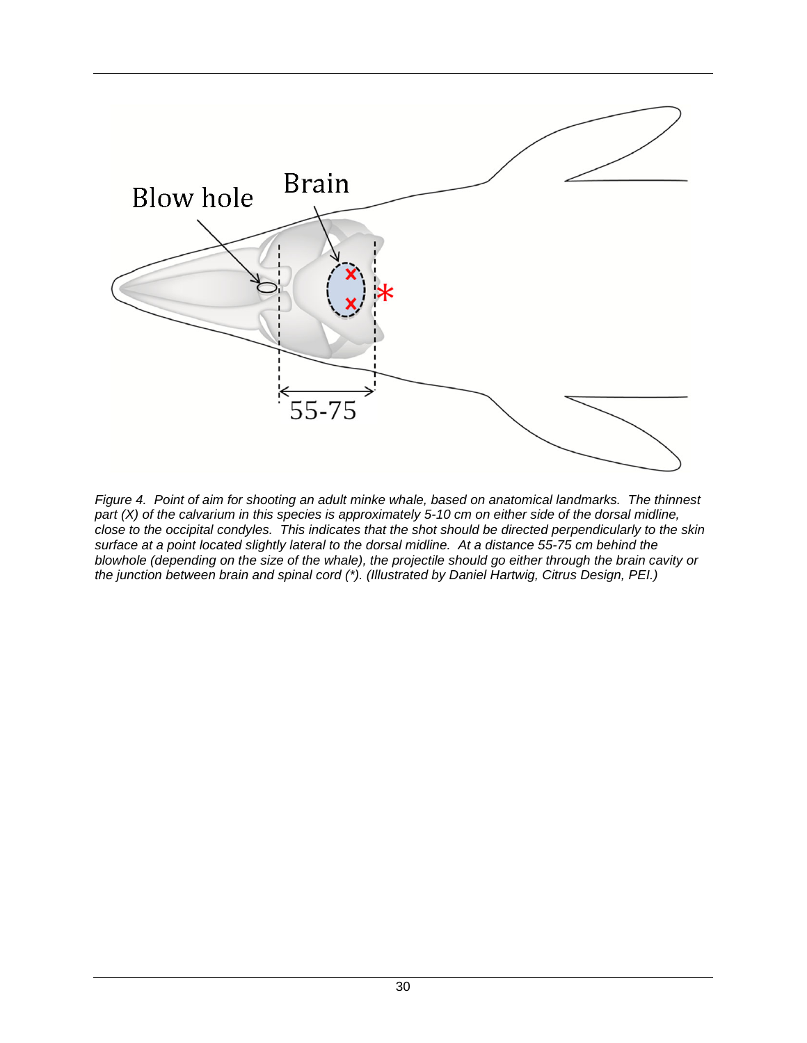*Figure 4. Point of aim for shooting an adult minke whale, based on anatomical landmarks. The thinnest part (X) of the calvarium in this species is approximately 5-10 cm on either side of the dorsal midline, close to the occipital condyles. This indicates that the shot should be directed perpendicularly to the skin surface at a point located slightly lateral to the dorsal midline. At a distance 55-75 cm behind the blowhole (depending on the size of the whale), the projectile should go either through the brain cavity or the junction between brain and spinal cord (*). (Illustrated by Daniel Hartwig, Citrus Design, PEI.)*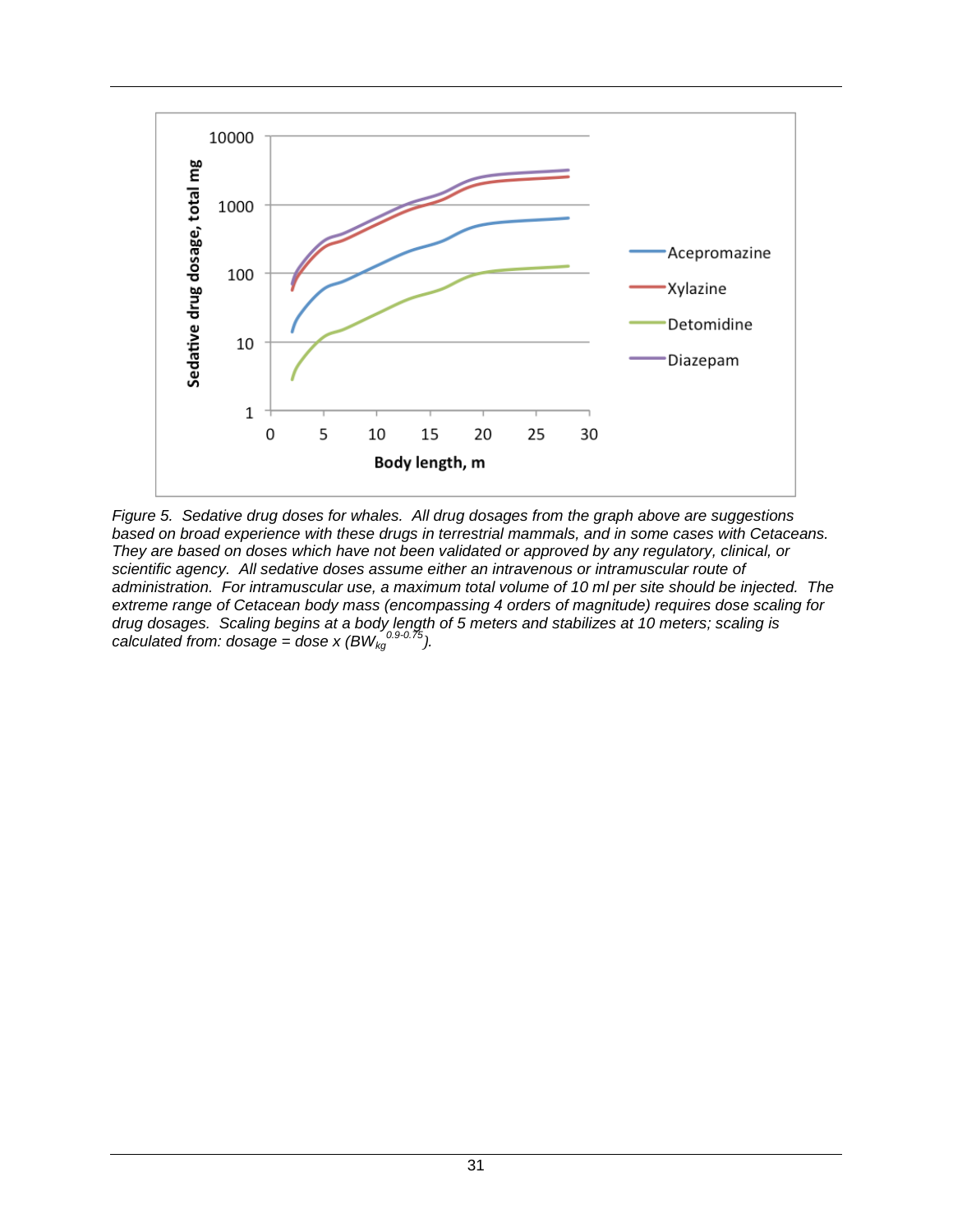Figure 5. Sedative drug doses for whales. All drug dosages from the graph above are suggestions based on broad experience with these drugs in terrestrial mammals, and in some cases with Cetaceans. They are based on doses which have not been validated or approved by any regulatory, clinical, or scientific agency. All sedative doses assume either an intravenous or intramuscular route of administration. For intramuscular use, a maximum total volume of 10 ml per site should be injected. The extreme range of Cetacean body mass (encompassing 4 orders of magnitude) requires dose scaling for drug dosages. Scaling begins at a body length of 5 meters and stabilizes at 10 meters; scaling is calculated from: dosage = dose x ($BW_{kg}^{0.9\text{-}0.75}$).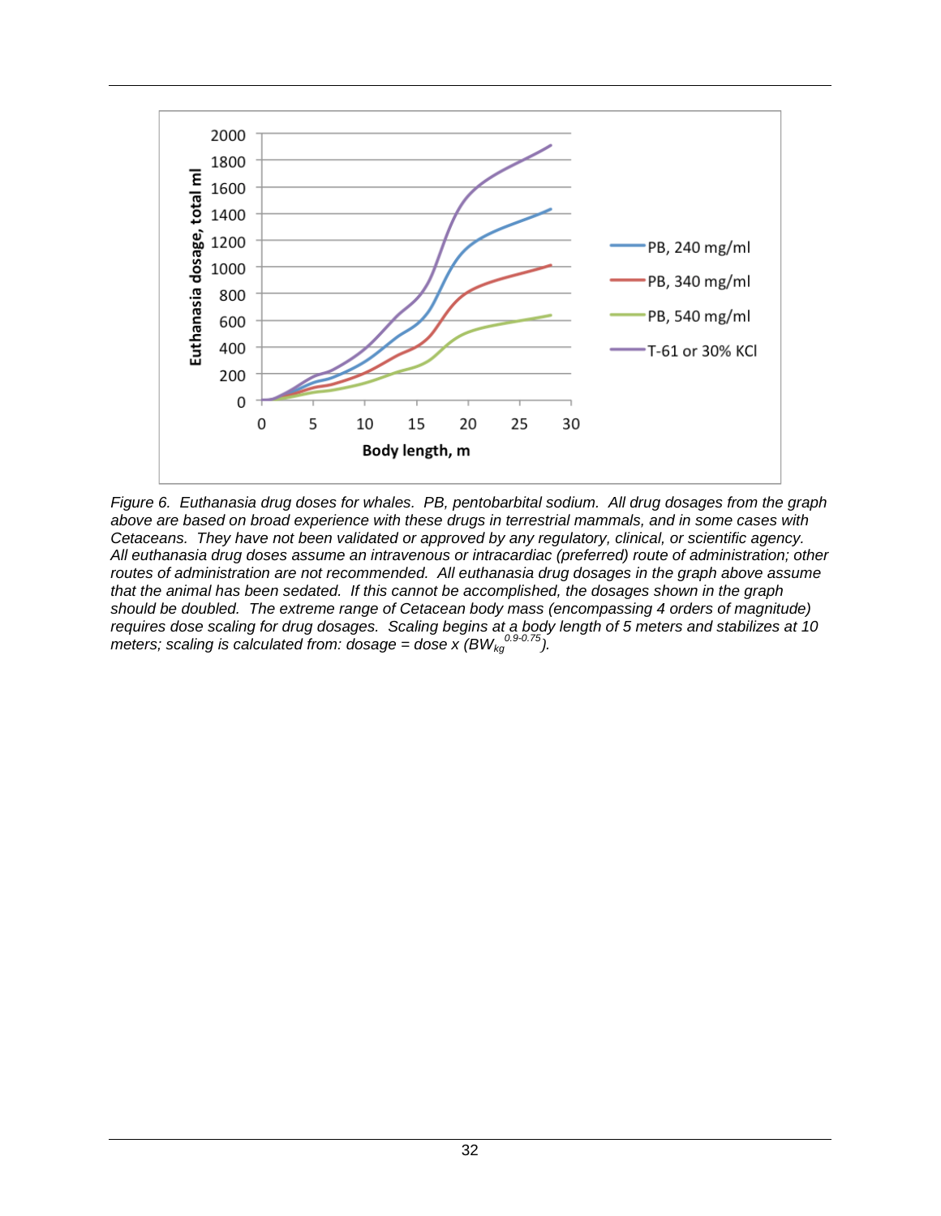*Figure 6. Euthanasia drug doses for whales. PB, pentobarbital sodium. All drug dosages from the graph above are based on broad experience with these drugs in terrestrial mammals, and in some cases with Cetaceans. They have not been validated or approved by any regulatory, clinical, or scientific agency. All euthanasia drug doses assume an intravenous or intracardiac (preferred) route of administration; other routes of administration are not recommended. All euthanasia drug dosages in the graph above assume that the animal has been sedated. If this cannot be accomplished, the dosages shown in the graph should be doubled. The extreme range of Cetacean body mass (encompassing 4 orders of magnitude) requires dose scaling for drug dosages. Scaling begins at a body length of 5 meters and stabilizes at 10 meters; scaling is calculated from: dosage = dose x ($BW_{kg}^{0.9\text{-}0.75}$).*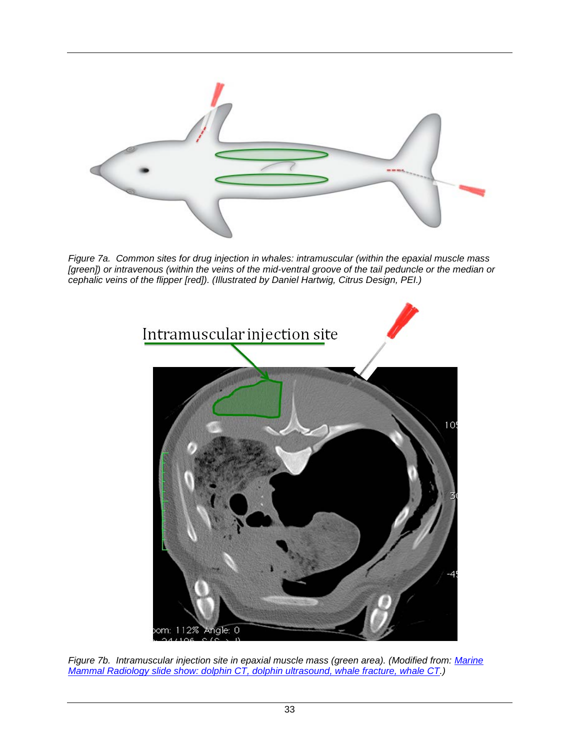*Figure 7a. Common sites for drug injection in whales: intramuscular (within the epaxial muscle mass [green]) or intravenous (within the veins of the mid-ventral groove of the tail peduncle or the median or cephalic veins of the flipper [red]). (Illustrated by Daniel Hartwig, Citrus Design, PEI.)*

*Figure 7b. Intramuscular injection site in epaxial muscle mass (green area). (Modified from: [Marine Mammal Radiology slide show: dolphin CT, dolphin ultrasound, whale fracture, whale CT](#).)*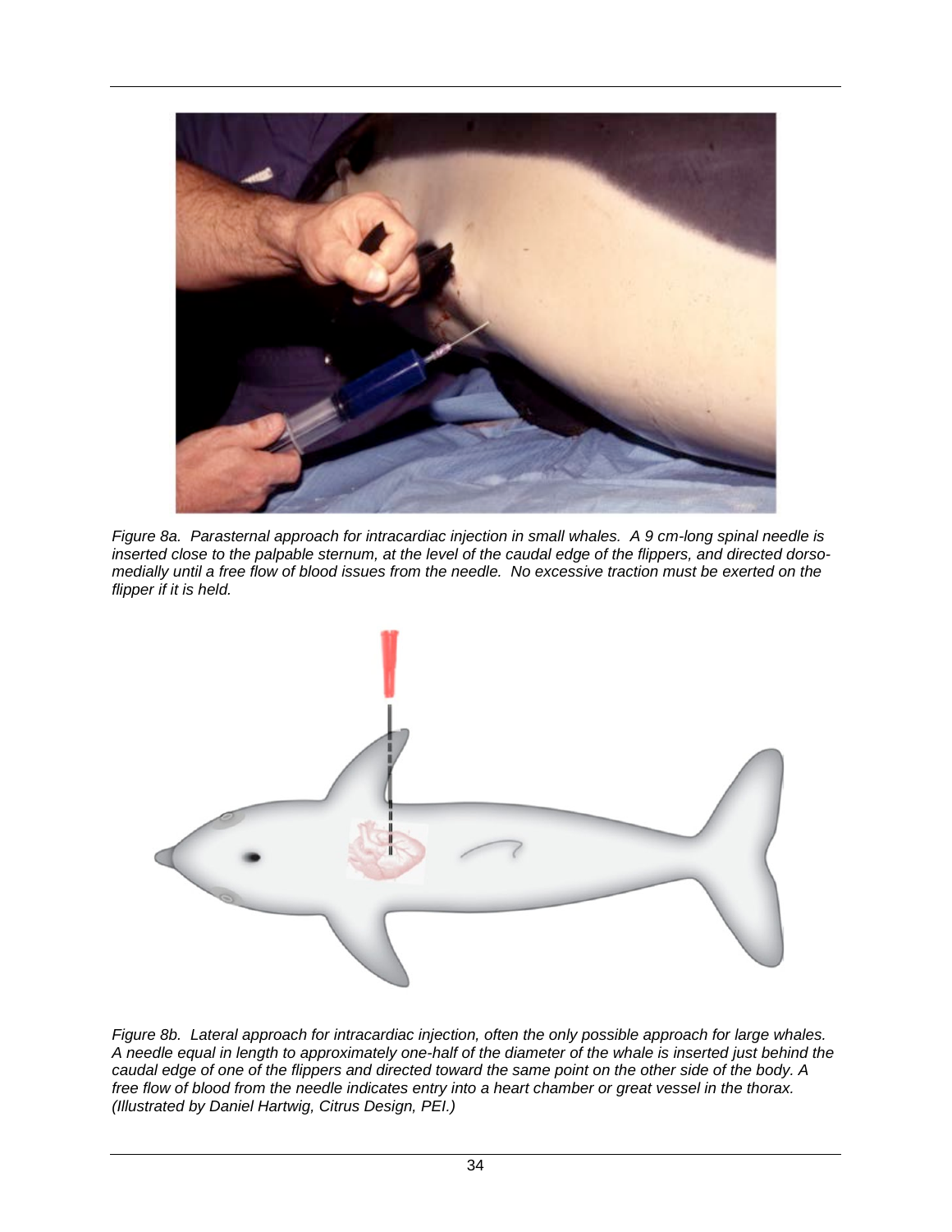*Figure 8a. Parasternal approach for intracardiac injection in small whales. A 9 cm-long spinal needle is inserted close to the palpable sternum, at the level of the caudal edge of the flippers, and directed dorso-medially until a free flow of blood issues from the needle. No excessive traction must be exerted on the flipper if it is held.*

*Figure 8b. Lateral approach for intracardiac injection, often the only possible approach for large whales. A needle equal in length to approximately one-half of the diameter of the whale is inserted just behind the caudal edge of one of the flippers and directed toward the same point on the other side of the body. A free flow of blood from the needle indicates entry into a heart chamber or great vessel in the thorax. (Illustrated by Daniel Hartwig, Citrus Design, PEI.)*